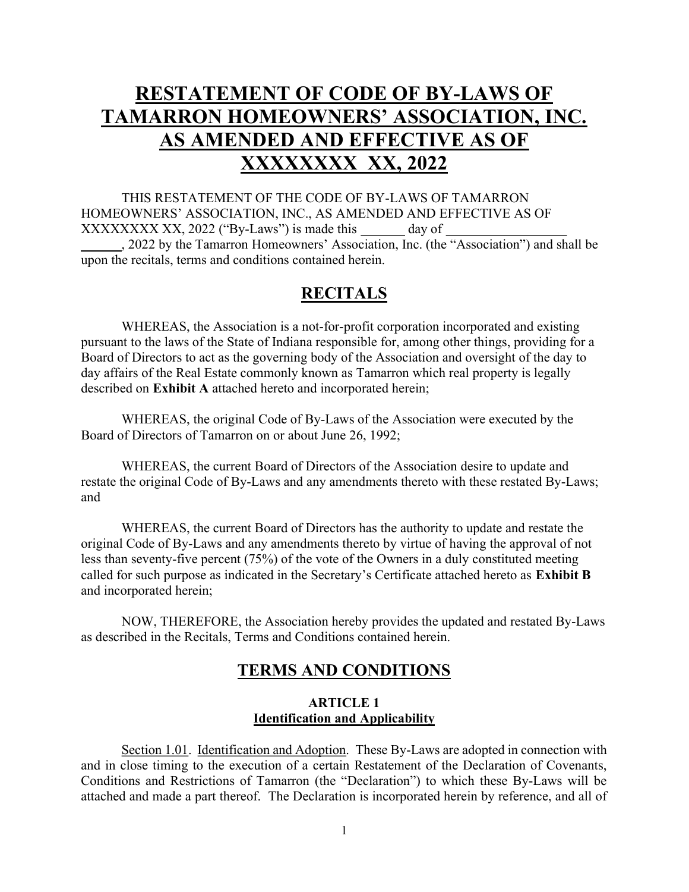# RESTATEMENT OF CODE OF BY-LAWS OF TAMARRON HOMEOWNERS' ASSOCIATION, INC. AS AMENDED AND EFFECTIVE AS OF XXXXXXXX XX, 2022

THIS RESTATEMENT OF THE CODE OF BY-LAWS OF TAMARRON HOMEOWNERS' ASSOCIATION, INC., AS AMENDED AND EFFECTIVE AS OF XXXXXXXX XX, 2022 ("By-Laws") is made this _______ day of ________________________, 2022 by the Tamarron Homeowners' Association, Inc. (the "Association") and shall be upon the recitals, terms and conditions contained herein.

## RECITALS

WHEREAS, the Association is a not-for-profit corporation incorporated and existing pursuant to the laws of the State of Indiana responsible for, among other things, providing for a Board of Directors to act as the governing body of the Association and oversight of the day to day affairs of the Real Estate commonly known as Tamarron which real property is legally described on **Exhibit A** attached hereto and incorporated herein;

WHEREAS, the original Code of By-Laws of the Association were executed by the Board of Directors of Tamarron on or about June 26, 1992;

WHEREAS, the current Board of Directors of the Association desire to update and restate the original Code of By-Laws and any amendments thereto with these restated By-Laws; and

WHEREAS, the current Board of Directors has the authority to update and restate the original Code of By-Laws and any amendments thereto by virtue of having the approval of not less than seventy-five percent (75%) of the vote of the Owners in a duly constituted meeting called for such purpose as indicated in the Secretary's Certificate attached hereto as **Exhibit B** and incorporated herein;

NOW, THEREFORE, the Association hereby provides the updated and restated By-Laws as described in the Recitals, Terms and Conditions contained herein.

## TERMS AND CONDITIONS

### ARTICLE 1
### Identification and Applicability

Section 1.01. Identification and Adoption. These By-Laws are adopted in connection with and in close timing to the execution of a certain Restatement of the Declaration of Covenants, Conditions and Restrictions of Tamarron (the "Declaration") to which these By-Laws will be attached and made a part thereof. The Declaration is incorporated herein by reference, and all of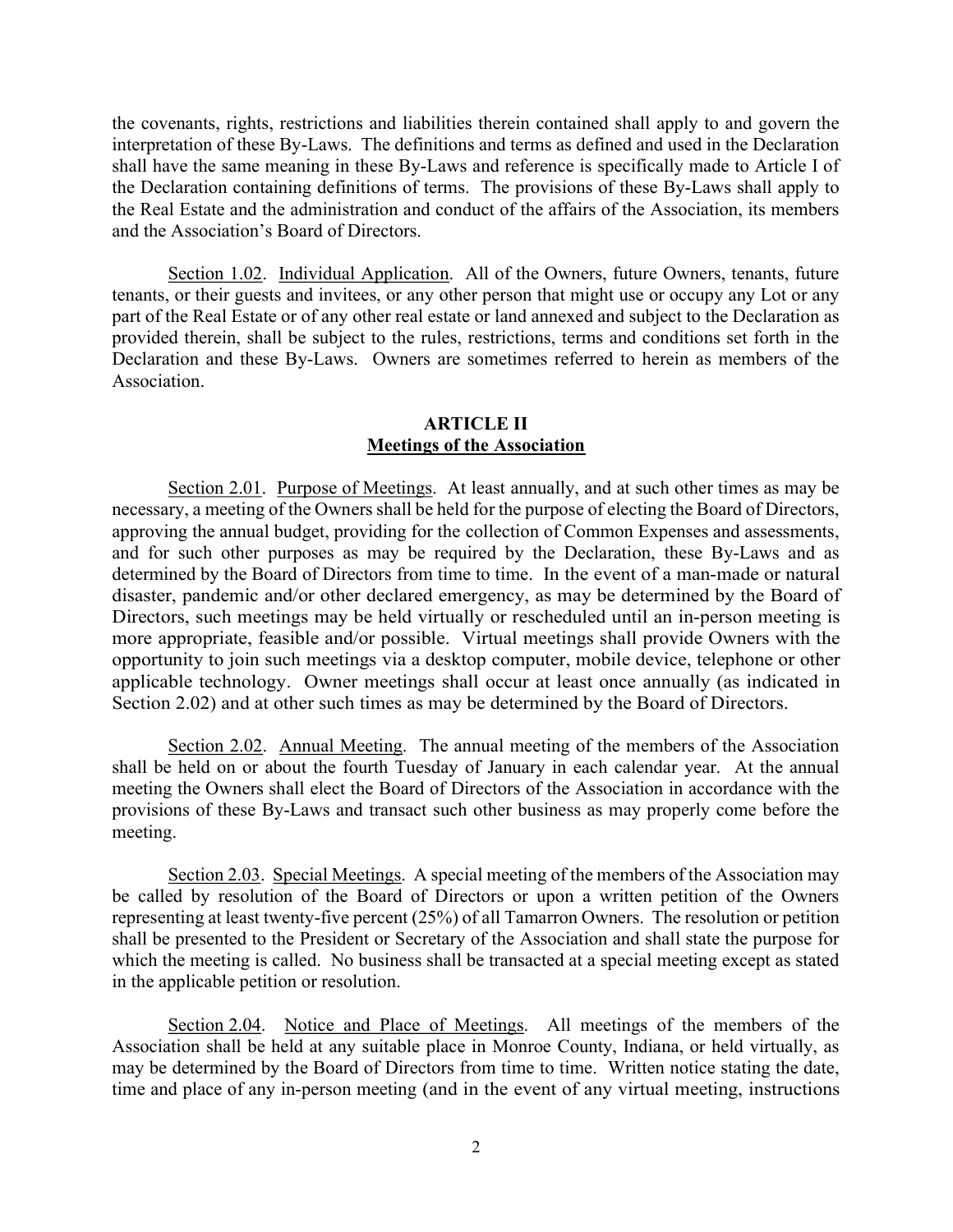the covenants, rights, restrictions and liabilities therein contained shall apply to and govern the interpretation of these By-Laws. The definitions and terms as defined and used in the Declaration shall have the same meaning in these By-Laws and reference is specifically made to Article I of the Declaration containing definitions of terms. The provisions of these By-Laws shall apply to the Real Estate and the administration and conduct of the affairs of the Association, its members and the Association's Board of Directors.

Section 1.02. Individual Application. All of the Owners, future Owners, tenants, future tenants, or their guests and invitees, or any other person that might use or occupy any Lot or any part of the Real Estate or of any other real estate or land annexed and subject to the Declaration as provided therein, shall be subject to the rules, restrictions, terms and conditions set forth in the Declaration and these By-Laws. Owners are sometimes referred to herein as members of the Association.

## ARTICLE II
## Meetings of the Association

Section 2.01. Purpose of Meetings. At least annually, and at such other times as may be necessary, a meeting of the Owners shall be held for the purpose of electing the Board of Directors, approving the annual budget, providing for the collection of Common Expenses and assessments, and for such other purposes as may be required by the Declaration, these By-Laws and as determined by the Board of Directors from time to time. In the event of a man-made or natural disaster, pandemic and/or other declared emergency, as may be determined by the Board of Directors, such meetings may be held virtually or rescheduled until an in-person meeting is more appropriate, feasible and/or possible. Virtual meetings shall provide Owners with the opportunity to join such meetings via a desktop computer, mobile device, telephone or other applicable technology. Owner meetings shall occur at least once annually (as indicated in Section 2.02) and at other such times as may be determined by the Board of Directors.

Section 2.02. Annual Meeting. The annual meeting of the members of the Association shall be held on or about the fourth Tuesday of January in each calendar year. At the annual meeting the Owners shall elect the Board of Directors of the Association in accordance with the provisions of these By-Laws and transact such other business as may properly come before the meeting.

Section 2.03. Special Meetings. A special meeting of the members of the Association may be called by resolution of the Board of Directors or upon a written petition of the Owners representing at least twenty-five percent (25%) of all Tamarron Owners. The resolution or petition shall be presented to the President or Secretary of the Association and shall state the purpose for which the meeting is called. No business shall be transacted at a special meeting except as stated in the applicable petition or resolution.

Section 2.04. Notice and Place of Meetings. All meetings of the members of the Association shall be held at any suitable place in Monroe County, Indiana, or held virtually, as may be determined by the Board of Directors from time to time. Written notice stating the date, time and place of any in-person meeting (and in the event of any virtual meeting, instructions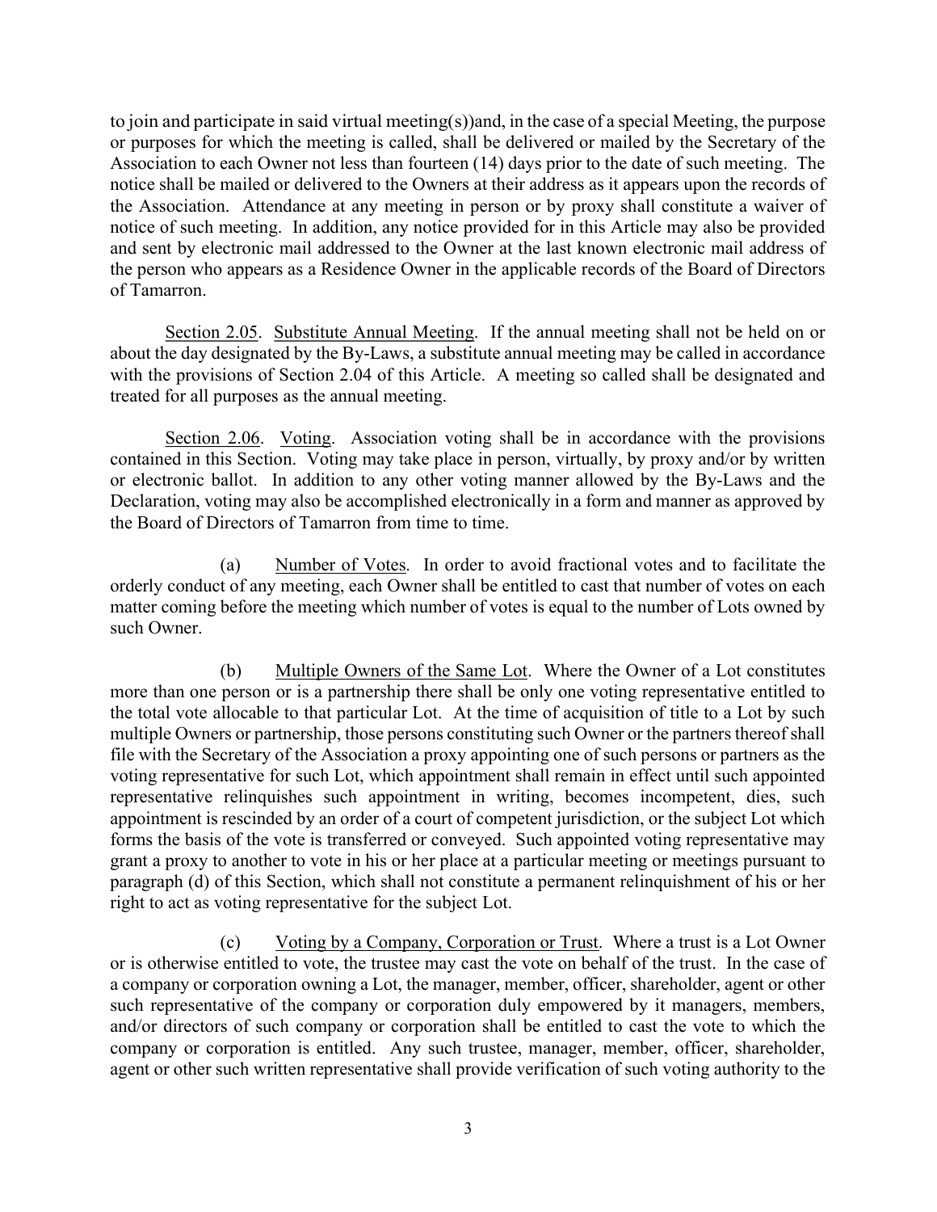to join and participate in said virtual meeting(s))and, in the case of a special Meeting, the purpose or purposes for which the meeting is called, shall be delivered or mailed by the Secretary of the Association to each Owner not less than fourteen (14) days prior to the date of such meeting. The notice shall be mailed or delivered to the Owners at their address as it appears upon the records of the Association. Attendance at any meeting in person or by proxy shall constitute a waiver of notice of such meeting. In addition, any notice provided for in this Article may also be provided and sent by electronic mail addressed to the Owner at the last known electronic mail address of the person who appears as a Residence Owner in the applicable records of the Board of Directors of Tamarron.

Section 2.05. Substitute Annual Meeting. If the annual meeting shall not be held on or about the day designated by the By-Laws, a substitute annual meeting may be called in accordance with the provisions of Section 2.04 of this Article. A meeting so called shall be designated and treated for all purposes as the annual meeting.

Section 2.06. Voting. Association voting shall be in accordance with the provisions contained in this Section. Voting may take place in person, virtually, by proxy and/or by written or electronic ballot. In addition to any other voting manner allowed by the By-Laws and the Declaration, voting may also be accomplished electronically in a form and manner as approved by the Board of Directors of Tamarron from time to time.

(a) Number of Votes. In order to avoid fractional votes and to facilitate the orderly conduct of any meeting, each Owner shall be entitled to cast that number of votes on each matter coming before the meeting which number of votes is equal to the number of Lots owned by such Owner.

(b) Multiple Owners of the Same Lot. Where the Owner of a Lot constitutes more than one person or is a partnership there shall be only one voting representative entitled to the total vote allocable to that particular Lot. At the time of acquisition of title to a Lot by such multiple Owners or partnership, those persons constituting such Owner or the partners thereof shall file with the Secretary of the Association a proxy appointing one of such persons or partners as the voting representative for such Lot, which appointment shall remain in effect until such appointed representative relinquishes such appointment in writing, becomes incompetent, dies, such appointment is rescinded by an order of a court of competent jurisdiction, or the subject Lot which forms the basis of the vote is transferred or conveyed. Such appointed voting representative may grant a proxy to another to vote in his or her place at a particular meeting or meetings pursuant to paragraph (d) of this Section, which shall not constitute a permanent relinquishment of his or her right to act as voting representative for the subject Lot.

(c) Voting by a Company, Corporation or Trust. Where a trust is a Lot Owner or is otherwise entitled to vote, the trustee may cast the vote on behalf of the trust. In the case of a company or corporation owning a Lot, the manager, member, officer, shareholder, agent or other such representative of the company or corporation duly empowered by it managers, members, and/or directors of such company or corporation shall be entitled to cast the vote to which the company or corporation is entitled. Any such trustee, manager, member, officer, shareholder, agent or other such written representative shall provide verification of such voting authority to the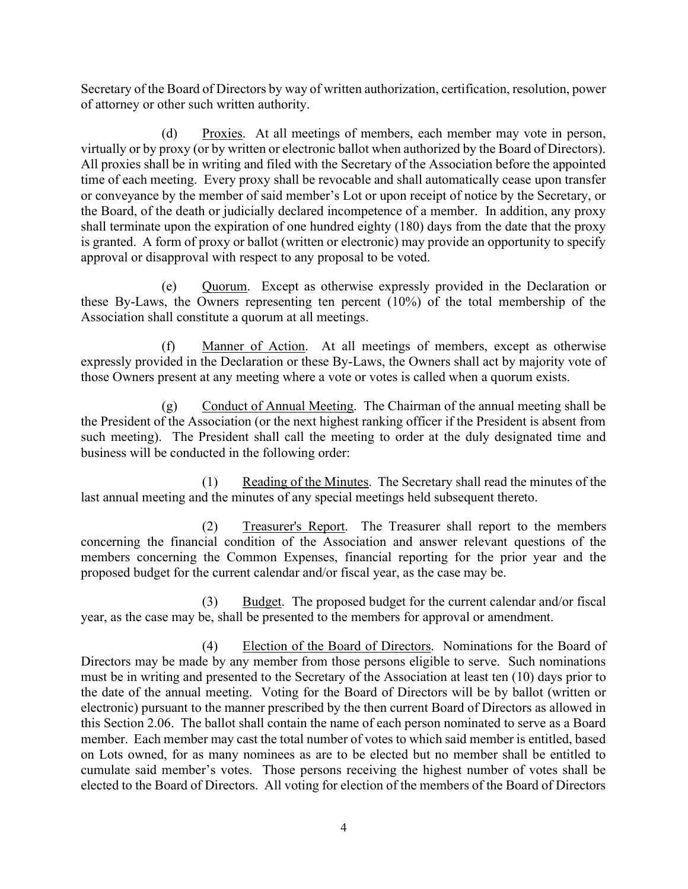Secretary of the Board of Directors by way of written authorization, certification, resolution, power of attorney or other such written authority.

(d) Proxies. At all meetings of members, each member may vote in person, virtually or by proxy (or by written or electronic ballot when authorized by the Board of Directors). All proxies shall be in writing and filed with the Secretary of the Association before the appointed time of each meeting. Every proxy shall be revocable and shall automatically cease upon transfer or conveyance by the member of said member's Lot or upon receipt of notice by the Secretary, or the Board, of the death or judicially declared incompetence of a member. In addition, any proxy shall terminate upon the expiration of one hundred eighty (180) days from the date that the proxy is granted. A form of proxy or ballot (written or electronic) may provide an opportunity to specify approval or disapproval with respect to any proposal to be voted.

(e) Quorum. Except as otherwise expressly provided in the Declaration or these By-Laws, the Owners representing ten percent (10%) of the total membership of the Association shall constitute a quorum at all meetings.

(f) Manner of Action. At all meetings of members, except as otherwise expressly provided in the Declaration or these By-Laws, the Owners shall act by majority vote of those Owners present at any meeting where a vote or votes is called when a quorum exists.

(g) Conduct of Annual Meeting. The Chairman of the annual meeting shall be the President of the Association (or the next highest ranking officer if the President is absent from such meeting). The President shall call the meeting to order at the duly designated time and business will be conducted in the following order:

(1) Reading of the Minutes. The Secretary shall read the minutes of the last annual meeting and the minutes of any special meetings held subsequent thereto.

(2) Treasurer's Report. The Treasurer shall report to the members concerning the financial condition of the Association and answer relevant questions of the members concerning the Common Expenses, financial reporting for the prior year and the proposed budget for the current calendar and/or fiscal year, as the case may be.

(3) Budget. The proposed budget for the current calendar and/or fiscal year, as the case may be, shall be presented to the members for approval or amendment.

(4) Election of the Board of Directors. Nominations for the Board of Directors may be made by any member from those persons eligible to serve. Such nominations must be in writing and presented to the Secretary of the Association at least ten (10) days prior to the date of the annual meeting. Voting for the Board of Directors will be by ballot (written or electronic) pursuant to the manner prescribed by the then current Board of Directors as allowed in this Section 2.06. The ballot shall contain the name of each person nominated to serve as a Board member. Each member may cast the total number of votes to which said member is entitled, based on Lots owned, for as many nominees as are to be elected but no member shall be entitled to cumulate said member's votes. Those persons receiving the highest number of votes shall be elected to the Board of Directors. All voting for election of the members of the Board of Directors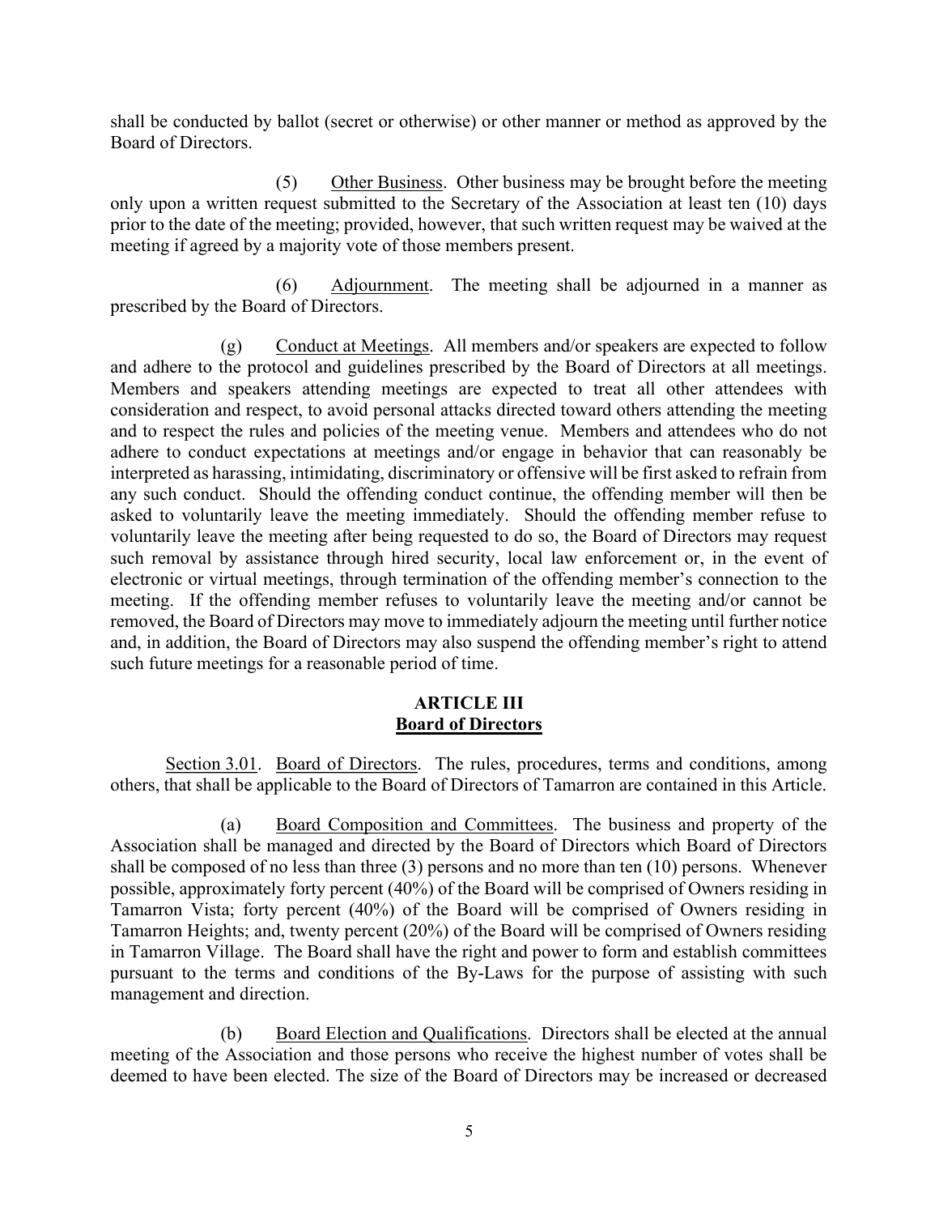shall be conducted by ballot (secret or otherwise) or other manner or method as approved by the Board of Directors.

(5) Other Business. Other business may be brought before the meeting only upon a written request submitted to the Secretary of the Association at least ten (10) days prior to the date of the meeting; provided, however, that such written request may be waived at the meeting if agreed by a majority vote of those members present.

(6) Adjournment. The meeting shall be adjourned in a manner as prescribed by the Board of Directors.

(g) Conduct at Meetings. All members and/or speakers are expected to follow and adhere to the protocol and guidelines prescribed by the Board of Directors at all meetings. Members and speakers attending meetings are expected to treat all other attendees with consideration and respect, to avoid personal attacks directed toward others attending the meeting and to respect the rules and policies of the meeting venue. Members and attendees who do not adhere to conduct expectations at meetings and/or engage in behavior that can reasonably be interpreted as harassing, intimidating, discriminatory or offensive will be first asked to refrain from any such conduct. Should the offending conduct continue, the offending member will then be asked to voluntarily leave the meeting immediately. Should the offending member refuse to voluntarily leave the meeting after being requested to do so, the Board of Directors may request such removal by assistance through hired security, local law enforcement or, in the event of electronic or virtual meetings, through termination of the offending member's connection to the meeting. If the offending member refuses to voluntarily leave the meeting and/or cannot be removed, the Board of Directors may move to immediately adjourn the meeting until further notice and, in addition, the Board of Directors may also suspend the offending member's right to attend such future meetings for a reasonable period of time.

## ARTICLE III
## Board of Directors

Section 3.01. Board of Directors. The rules, procedures, terms and conditions, among others, that shall be applicable to the Board of Directors of Tamarron are contained in this Article.

(a) Board Composition and Committees. The business and property of the Association shall be managed and directed by the Board of Directors which Board of Directors shall be composed of no less than three (3) persons and no more than ten (10) persons. Whenever possible, approximately forty percent (40%) of the Board will be comprised of Owners residing in Tamarron Vista; forty percent (40%) of the Board will be comprised of Owners residing in Tamarron Heights; and, twenty percent (20%) of the Board will be comprised of Owners residing in Tamarron Village. The Board shall have the right and power to form and establish committees pursuant to the terms and conditions of the By-Laws for the purpose of assisting with such management and direction.

(b) Board Election and Qualifications. Directors shall be elected at the annual meeting of the Association and those persons who receive the highest number of votes shall be deemed to have been elected. The size of the Board of Directors may be increased or decreased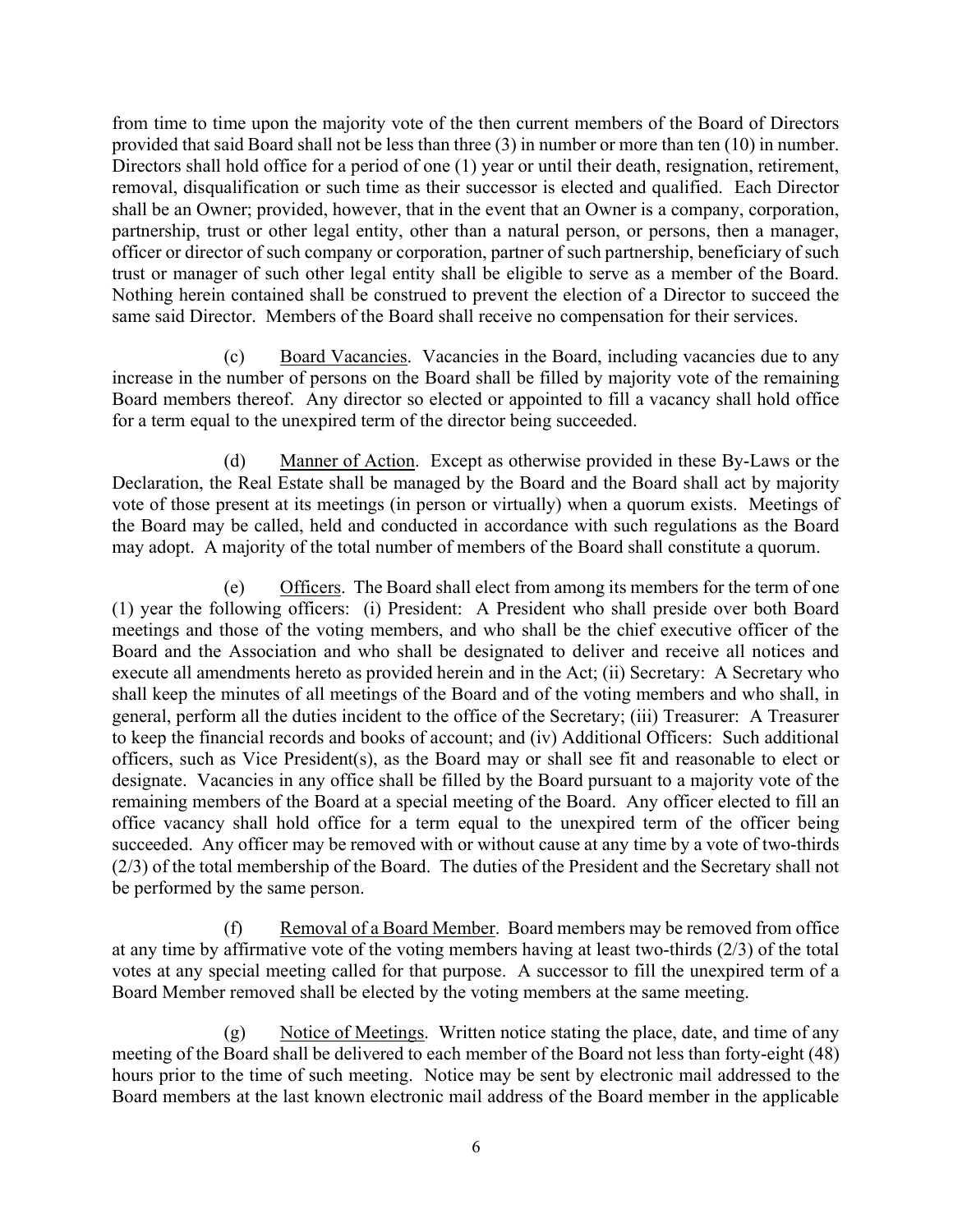from time to time upon the majority vote of the then current members of the Board of Directors provided that said Board shall not be less than three (3) in number or more than ten (10) in number. Directors shall hold office for a period of one (1) year or until their death, resignation, retirement, removal, disqualification or such time as their successor is elected and qualified. Each Director shall be an Owner; provided, however, that in the event that an Owner is a company, corporation, partnership, trust or other legal entity, other than a natural person, or persons, then a manager, officer or director of such company or corporation, partner of such partnership, beneficiary of such trust or manager of such other legal entity shall be eligible to serve as a member of the Board. Nothing herein contained shall be construed to prevent the election of a Director to succeed the same said Director. Members of the Board shall receive no compensation for their services.

(c) Board Vacancies. Vacancies in the Board, including vacancies due to any increase in the number of persons on the Board shall be filled by majority vote of the remaining Board members thereof. Any director so elected or appointed to fill a vacancy shall hold office for a term equal to the unexpired term of the director being succeeded.

(d) Manner of Action. Except as otherwise provided in these By-Laws or the Declaration, the Real Estate shall be managed by the Board and the Board shall act by majority vote of those present at its meetings (in person or virtually) when a quorum exists. Meetings of the Board may be called, held and conducted in accordance with such regulations as the Board may adopt. A majority of the total number of members of the Board shall constitute a quorum.

(e) Officers. The Board shall elect from among its members for the term of one (1) year the following officers: (i) President: A President who shall preside over both Board meetings and those of the voting members, and who shall be the chief executive officer of the Board and the Association and who shall be designated to deliver and receive all notices and execute all amendments hereto as provided herein and in the Act; (ii) Secretary: A Secretary who shall keep the minutes of all meetings of the Board and of the voting members and who shall, in general, perform all the duties incident to the office of the Secretary; (iii) Treasurer: A Treasurer to keep the financial records and books of account; and (iv) Additional Officers: Such additional officers, such as Vice President(s), as the Board may or shall see fit and reasonable to elect or designate. Vacancies in any office shall be filled by the Board pursuant to a majority vote of the remaining members of the Board at a special meeting of the Board. Any officer elected to fill an office vacancy shall hold office for a term equal to the unexpired term of the officer being succeeded. Any officer may be removed with or without cause at any time by a vote of two-thirds (2/3) of the total membership of the Board. The duties of the President and the Secretary shall not be performed by the same person.

(f) Removal of a Board Member. Board members may be removed from office at any time by affirmative vote of the voting members having at least two-thirds (2/3) of the total votes at any special meeting called for that purpose. A successor to fill the unexpired term of a Board Member removed shall be elected by the voting members at the same meeting.

(g) Notice of Meetings. Written notice stating the place, date, and time of any meeting of the Board shall be delivered to each member of the Board not less than forty-eight (48) hours prior to the time of such meeting. Notice may be sent by electronic mail addressed to the Board members at the last known electronic mail address of the Board member in the applicable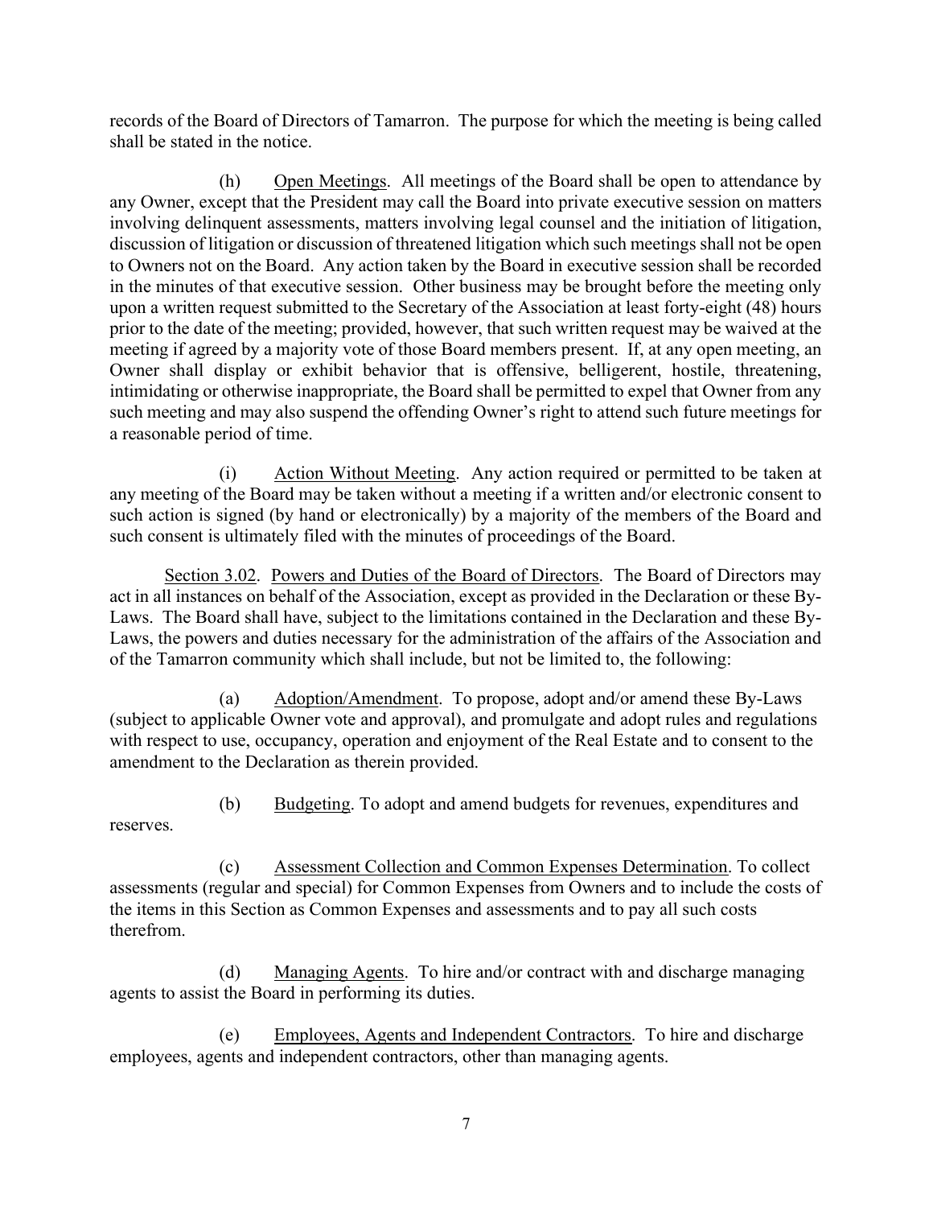records of the Board of Directors of Tamarron. The purpose for which the meeting is being called shall be stated in the notice.

(h) Open Meetings. All meetings of the Board shall be open to attendance by any Owner, except that the President may call the Board into private executive session on matters involving delinquent assessments, matters involving legal counsel and the initiation of litigation, discussion of litigation or discussion of threatened litigation which such meetings shall not be open to Owners not on the Board. Any action taken by the Board in executive session shall be recorded in the minutes of that executive session. Other business may be brought before the meeting only upon a written request submitted to the Secretary of the Association at least forty-eight (48) hours prior to the date of the meeting; provided, however, that such written request may be waived at the meeting if agreed by a majority vote of those Board members present. If, at any open meeting, an Owner shall display or exhibit behavior that is offensive, belligerent, hostile, threatening, intimidating or otherwise inappropriate, the Board shall be permitted to expel that Owner from any such meeting and may also suspend the offending Owner's right to attend such future meetings for a reasonable period of time.

(i) Action Without Meeting. Any action required or permitted to be taken at any meeting of the Board may be taken without a meeting if a written and/or electronic consent to such action is signed (by hand or electronically) by a majority of the members of the Board and such consent is ultimately filed with the minutes of proceedings of the Board.

Section 3.02. Powers and Duties of the Board of Directors. The Board of Directors may act in all instances on behalf of the Association, except as provided in the Declaration or these By-Laws. The Board shall have, subject to the limitations contained in the Declaration and these By-Laws, the powers and duties necessary for the administration of the affairs of the Association and of the Tamarron community which shall include, but not be limited to, the following:

(a) Adoption/Amendment. To propose, adopt and/or amend these By-Laws (subject to applicable Owner vote and approval), and promulgate and adopt rules and regulations with respect to use, occupancy, operation and enjoyment of the Real Estate and to consent to the amendment to the Declaration as therein provided.

(b) Budgeting. To adopt and amend budgets for revenues, expenditures and reserves.

(c) Assessment Collection and Common Expenses Determination. To collect assessments (regular and special) for Common Expenses from Owners and to include the costs of the items in this Section as Common Expenses and assessments and to pay all such costs therefrom.

(d) Managing Agents. To hire and/or contract with and discharge managing agents to assist the Board in performing its duties.

(e) Employees, Agents and Independent Contractors. To hire and discharge employees, agents and independent contractors, other than managing agents.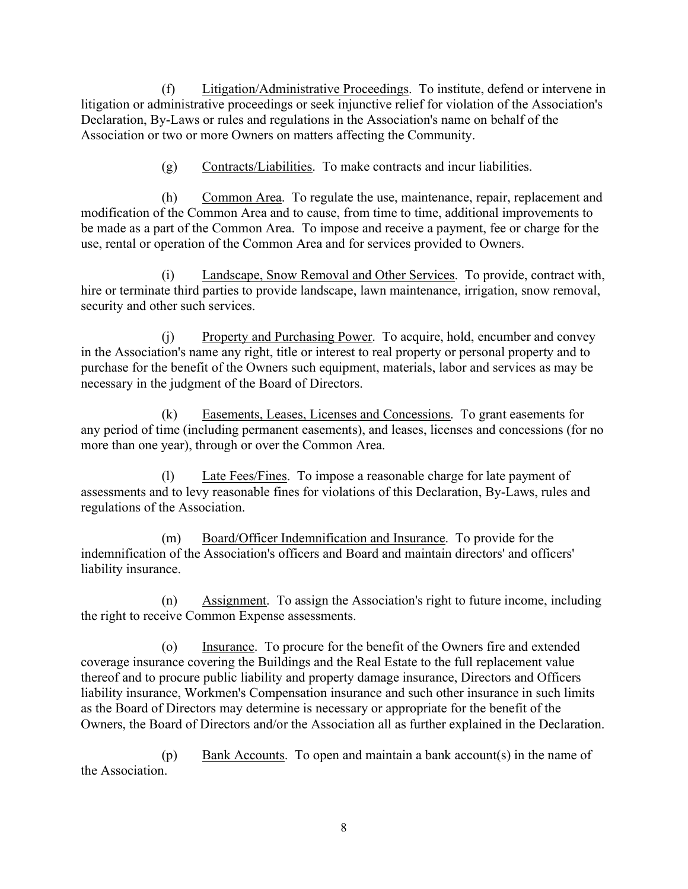(f) Litigation/Administrative Proceedings. To institute, defend or intervene in litigation or administrative proceedings or seek injunctive relief for violation of the Association's Declaration, By-Laws or rules and regulations in the Association's name on behalf of the Association or two or more Owners on matters affecting the Community.

(g) Contracts/Liabilities. To make contracts and incur liabilities.

(h) Common Area. To regulate the use, maintenance, repair, replacement and modification of the Common Area and to cause, from time to time, additional improvements to be made as a part of the Common Area. To impose and receive a payment, fee or charge for the use, rental or operation of the Common Area and for services provided to Owners.

(i) Landscape, Snow Removal and Other Services. To provide, contract with, hire or terminate third parties to provide landscape, lawn maintenance, irrigation, snow removal, security and other such services.

(j) Property and Purchasing Power. To acquire, hold, encumber and convey in the Association's name any right, title or interest to real property or personal property and to purchase for the benefit of the Owners such equipment, materials, labor and services as may be necessary in the judgment of the Board of Directors.

(k) Easements, Leases, Licenses and Concessions. To grant easements for any period of time (including permanent easements), and leases, licenses and concessions (for no more than one year), through or over the Common Area.

(l) Late Fees/Fines. To impose a reasonable charge for late payment of assessments and to levy reasonable fines for violations of this Declaration, By-Laws, rules and regulations of the Association.

(m) Board/Officer Indemnification and Insurance. To provide for the indemnification of the Association's officers and Board and maintain directors' and officers' liability insurance.

(n) Assignment. To assign the Association's right to future income, including the right to receive Common Expense assessments.

(o) Insurance. To procure for the benefit of the Owners fire and extended coverage insurance covering the Buildings and the Real Estate to the full replacement value thereof and to procure public liability and property damage insurance, Directors and Officers liability insurance, Workmen's Compensation insurance and such other insurance in such limits as the Board of Directors may determine is necessary or appropriate for the benefit of the Owners, the Board of Directors and/or the Association all as further explained in the Declaration.

(p) Bank Accounts. To open and maintain a bank account(s) in the name of the Association.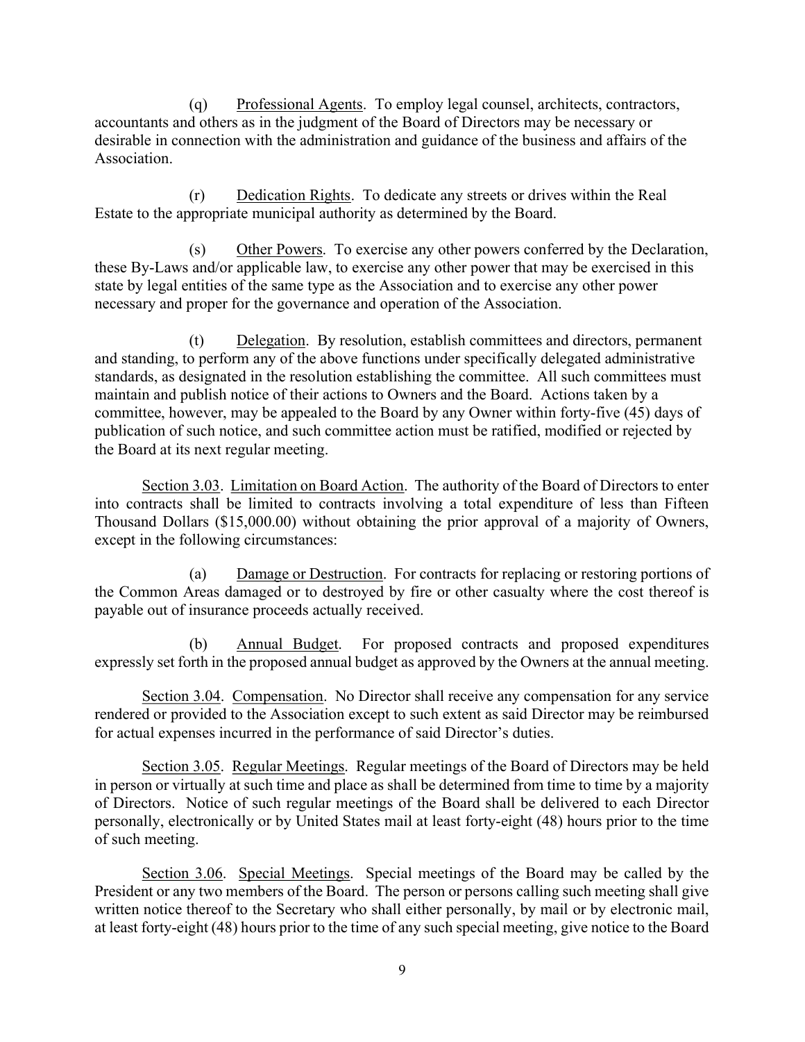(q) Professional Agents. To employ legal counsel, architects, contractors, accountants and others as in the judgment of the Board of Directors may be necessary or desirable in connection with the administration and guidance of the business and affairs of the Association.

(r) Dedication Rights. To dedicate any streets or drives within the Real Estate to the appropriate municipal authority as determined by the Board.

(s) Other Powers. To exercise any other powers conferred by the Declaration, these By-Laws and/or applicable law, to exercise any other power that may be exercised in this state by legal entities of the same type as the Association and to exercise any other power necessary and proper for the governance and operation of the Association.

(t) Delegation. By resolution, establish committees and directors, permanent and standing, to perform any of the above functions under specifically delegated administrative standards, as designated in the resolution establishing the committee. All such committees must maintain and publish notice of their actions to Owners and the Board. Actions taken by a committee, however, may be appealed to the Board by any Owner within forty-five (45) days of publication of such notice, and such committee action must be ratified, modified or rejected by the Board at its next regular meeting.

Section 3.03. Limitation on Board Action. The authority of the Board of Directors to enter into contracts shall be limited to contracts involving a total expenditure of less than Fifteen Thousand Dollars ($15,000.00) without obtaining the prior approval of a majority of Owners, except in the following circumstances:

(a) Damage or Destruction. For contracts for replacing or restoring portions of the Common Areas damaged or to destroyed by fire or other casualty where the cost thereof is payable out of insurance proceeds actually received.

(b) Annual Budget. For proposed contracts and proposed expenditures expressly set forth in the proposed annual budget as approved by the Owners at the annual meeting.

Section 3.04. Compensation. No Director shall receive any compensation for any service rendered or provided to the Association except to such extent as said Director may be reimbursed for actual expenses incurred in the performance of said Director's duties.

Section 3.05. Regular Meetings. Regular meetings of the Board of Directors may be held in person or virtually at such time and place as shall be determined from time to time by a majority of Directors. Notice of such regular meetings of the Board shall be delivered to each Director personally, electronically or by United States mail at least forty-eight (48) hours prior to the time of such meeting.

Section 3.06. Special Meetings. Special meetings of the Board may be called by the President or any two members of the Board. The person or persons calling such meeting shall give written notice thereof to the Secretary who shall either personally, by mail or by electronic mail, at least forty-eight (48) hours prior to the time of any such special meeting, give notice to the Board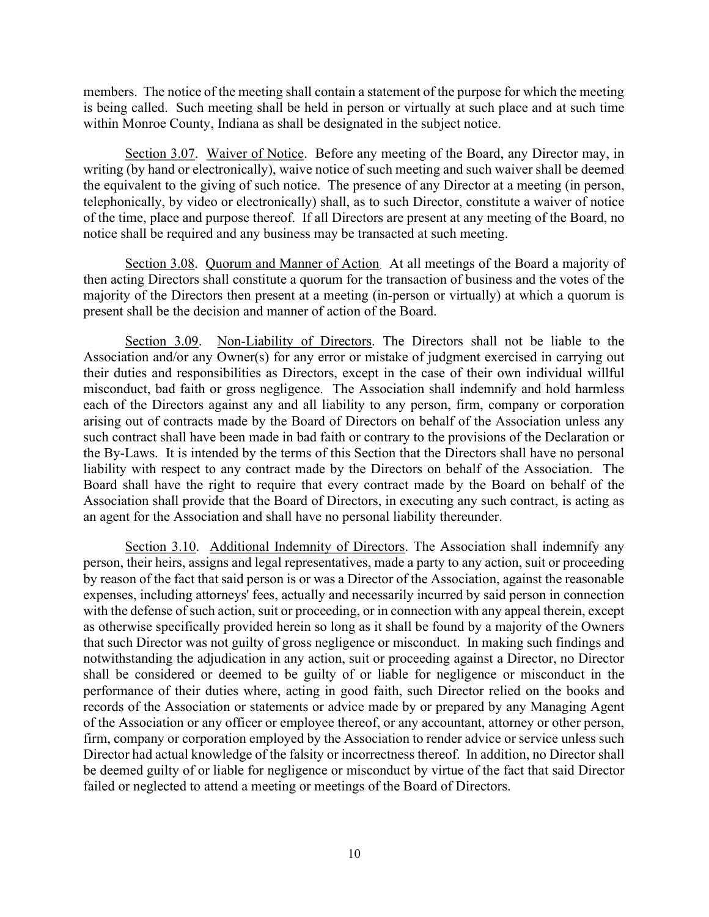members. The notice of the meeting shall contain a statement of the purpose for which the meeting is being called. Such meeting shall be held in person or virtually at such place and at such time within Monroe County, Indiana as shall be designated in the subject notice.

Section 3.07. Waiver of Notice. Before any meeting of the Board, any Director may, in writing (by hand or electronically), waive notice of such meeting and such waiver shall be deemed the equivalent to the giving of such notice. The presence of any Director at a meeting (in person, telephonically, by video or electronically) shall, as to such Director, constitute a waiver of notice of the time, place and purpose thereof. If all Directors are present at any meeting of the Board, no notice shall be required and any business may be transacted at such meeting.

Section 3.08. Quorum and Manner of Action. At all meetings of the Board a majority of then acting Directors shall constitute a quorum for the transaction of business and the votes of the majority of the Directors then present at a meeting (in-person or virtually) at which a quorum is present shall be the decision and manner of action of the Board.

Section 3.09. Non-Liability of Directors. The Directors shall not be liable to the Association and/or any Owner(s) for any error or mistake of judgment exercised in carrying out their duties and responsibilities as Directors, except in the case of their own individual willful misconduct, bad faith or gross negligence. The Association shall indemnify and hold harmless each of the Directors against any and all liability to any person, firm, company or corporation arising out of contracts made by the Board of Directors on behalf of the Association unless any such contract shall have been made in bad faith or contrary to the provisions of the Declaration or the By-Laws. It is intended by the terms of this Section that the Directors shall have no personal liability with respect to any contract made by the Directors on behalf of the Association. The Board shall have the right to require that every contract made by the Board on behalf of the Association shall provide that the Board of Directors, in executing any such contract, is acting as an agent for the Association and shall have no personal liability thereunder.

Section 3.10. Additional Indemnity of Directors. The Association shall indemnify any person, their heirs, assigns and legal representatives, made a party to any action, suit or proceeding by reason of the fact that said person is or was a Director of the Association, against the reasonable expenses, including attorneys' fees, actually and necessarily incurred by said person in connection with the defense of such action, suit or proceeding, or in connection with any appeal therein, except as otherwise specifically provided herein so long as it shall be found by a majority of the Owners that such Director was not guilty of gross negligence or misconduct. In making such findings and notwithstanding the adjudication in any action, suit or proceeding against a Director, no Director shall be considered or deemed to be guilty of or liable for negligence or misconduct in the performance of their duties where, acting in good faith, such Director relied on the books and records of the Association or statements or advice made by or prepared by any Managing Agent of the Association or any officer or employee thereof, or any accountant, attorney or other person, firm, company or corporation employed by the Association to render advice or service unless such Director had actual knowledge of the falsity or incorrectness thereof. In addition, no Director shall be deemed guilty of or liable for negligence or misconduct by virtue of the fact that said Director failed or neglected to attend a meeting or meetings of the Board of Directors.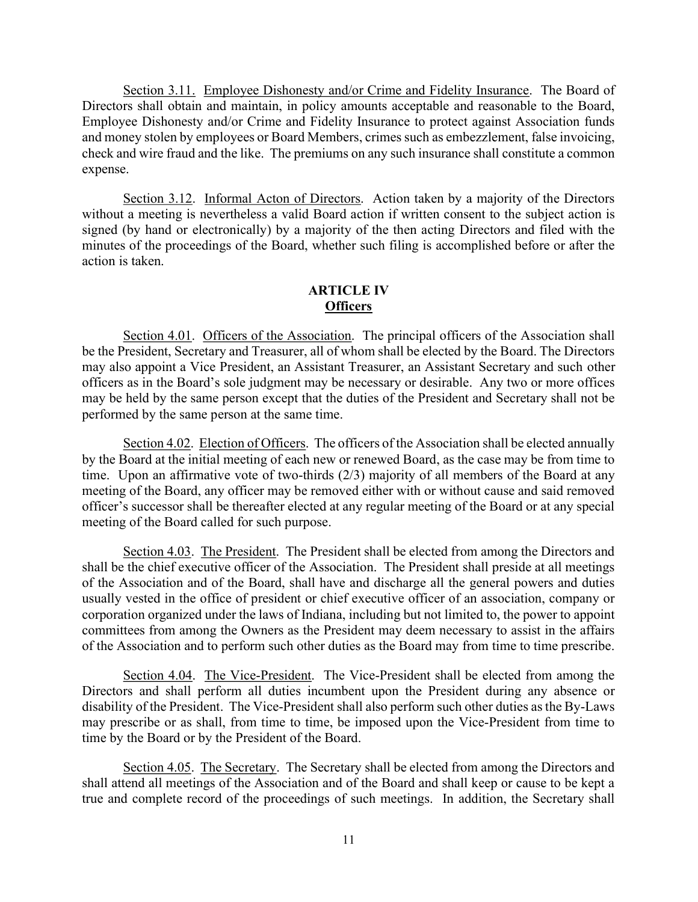Section 3.11. Employee Dishonesty and/or Crime and Fidelity Insurance. The Board of Directors shall obtain and maintain, in policy amounts acceptable and reasonable to the Board, Employee Dishonesty and/or Crime and Fidelity Insurance to protect against Association funds and money stolen by employees or Board Members, crimes such as embezzlement, false invoicing, check and wire fraud and the like. The premiums on any such insurance shall constitute a common expense.

Section 3.12. Informal Acton of Directors. Action taken by a majority of the Directors without a meeting is nevertheless a valid Board action if written consent to the subject action is signed (by hand or electronically) by a majority of the then acting Directors and filed with the minutes of the proceedings of the Board, whether such filing is accomplished before or after the action is taken.

## ARTICLE IV
## Officers

Section 4.01. Officers of the Association. The principal officers of the Association shall be the President, Secretary and Treasurer, all of whom shall be elected by the Board. The Directors may also appoint a Vice President, an Assistant Treasurer, an Assistant Secretary and such other officers as in the Board's sole judgment may be necessary or desirable. Any two or more offices may be held by the same person except that the duties of the President and Secretary shall not be performed by the same person at the same time.

Section 4.02. Election of Officers. The officers of the Association shall be elected annually by the Board at the initial meeting of each new or renewed Board, as the case may be from time to time. Upon an affirmative vote of two-thirds (2/3) majority of all members of the Board at any meeting of the Board, any officer may be removed either with or without cause and said removed officer's successor shall be thereafter elected at any regular meeting of the Board or at any special meeting of the Board called for such purpose.

Section 4.03. The President. The President shall be elected from among the Directors and shall be the chief executive officer of the Association. The President shall preside at all meetings of the Association and of the Board, shall have and discharge all the general powers and duties usually vested in the office of president or chief executive officer of an association, company or corporation organized under the laws of Indiana, including but not limited to, the power to appoint committees from among the Owners as the President may deem necessary to assist in the affairs of the Association and to perform such other duties as the Board may from time to time prescribe.

Section 4.04. The Vice-President. The Vice-President shall be elected from among the Directors and shall perform all duties incumbent upon the President during any absence or disability of the President. The Vice-President shall also perform such other duties as the By-Laws may prescribe or as shall, from time to time, be imposed upon the Vice-President from time to time by the Board or by the President of the Board.

Section 4.05. The Secretary. The Secretary shall be elected from among the Directors and shall attend all meetings of the Association and of the Board and shall keep or cause to be kept a true and complete record of the proceedings of such meetings. In addition, the Secretary shall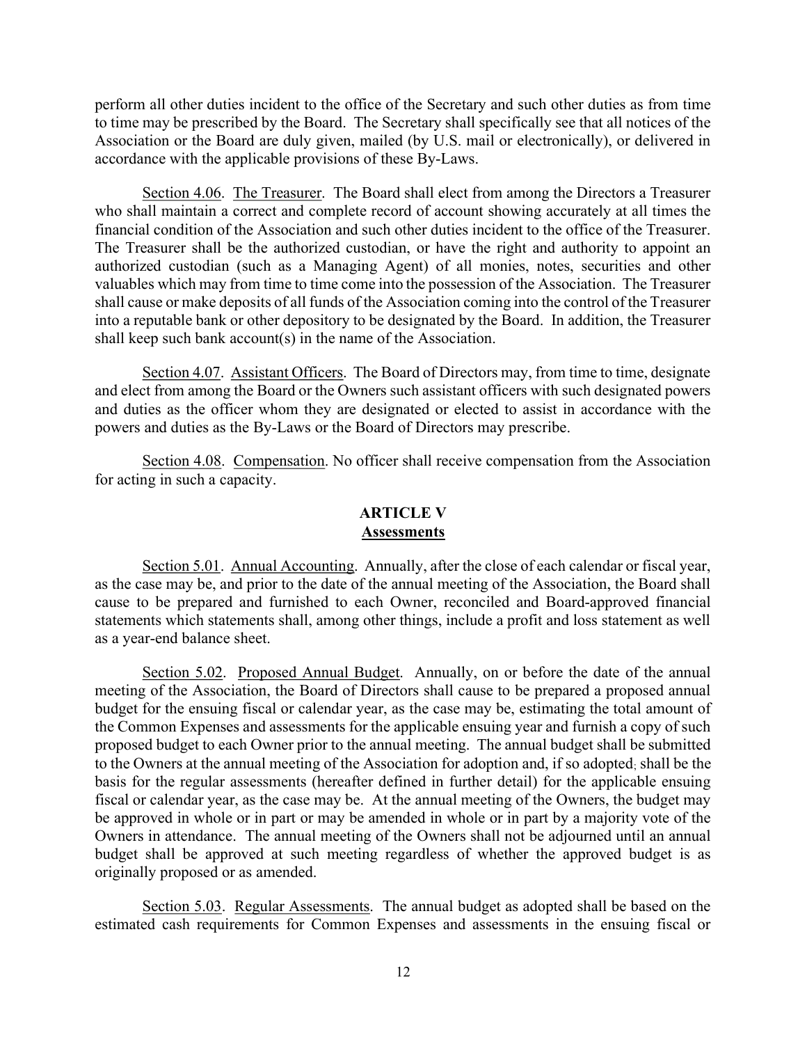perform all other duties incident to the office of the Secretary and such other duties as from time to time may be prescribed by the Board. The Secretary shall specifically see that all notices of the Association or the Board are duly given, mailed (by U.S. mail or electronically), or delivered in accordance with the applicable provisions of these By-Laws.

Section 4.06. The Treasurer. The Board shall elect from among the Directors a Treasurer who shall maintain a correct and complete record of account showing accurately at all times the financial condition of the Association and such other duties incident to the office of the Treasurer. The Treasurer shall be the authorized custodian, or have the right and authority to appoint an authorized custodian (such as a Managing Agent) of all monies, notes, securities and other valuables which may from time to time come into the possession of the Association. The Treasurer shall cause or make deposits of all funds of the Association coming into the control of the Treasurer into a reputable bank or other depository to be designated by the Board. In addition, the Treasurer shall keep such bank account(s) in the name of the Association.

Section 4.07. Assistant Officers. The Board of Directors may, from time to time, designate and elect from among the Board or the Owners such assistant officers with such designated powers and duties as the officer whom they are designated or elected to assist in accordance with the powers and duties as the By-Laws or the Board of Directors may prescribe.

Section 4.08. Compensation. No officer shall receive compensation from the Association for acting in such a capacity.

## ARTICLE V
## Assessments

Section 5.01. Annual Accounting. Annually, after the close of each calendar or fiscal year, as the case may be, and prior to the date of the annual meeting of the Association, the Board shall cause to be prepared and furnished to each Owner, reconciled and Board-approved financial statements which statements shall, among other things, include a profit and loss statement as well as a year-end balance sheet.

Section 5.02. Proposed Annual Budget. Annually, on or before the date of the annual meeting of the Association, the Board of Directors shall cause to be prepared a proposed annual budget for the ensuing fiscal or calendar year, as the case may be, estimating the total amount of the Common Expenses and assessments for the applicable ensuing year and furnish a copy of such proposed budget to each Owner prior to the annual meeting. The annual budget shall be submitted to the Owners at the annual meeting of the Association for adoption and, if so adopted; shall be the basis for the regular assessments (hereafter defined in further detail) for the applicable ensuing fiscal or calendar year, as the case may be. At the annual meeting of the Owners, the budget may be approved in whole or in part or may be amended in whole or in part by a majority vote of the Owners in attendance. The annual meeting of the Owners shall not be adjourned until an annual budget shall be approved at such meeting regardless of whether the approved budget is as originally proposed or as amended.

Section 5.03. Regular Assessments. The annual budget as adopted shall be based on the estimated cash requirements for Common Expenses and assessments in the ensuing fiscal or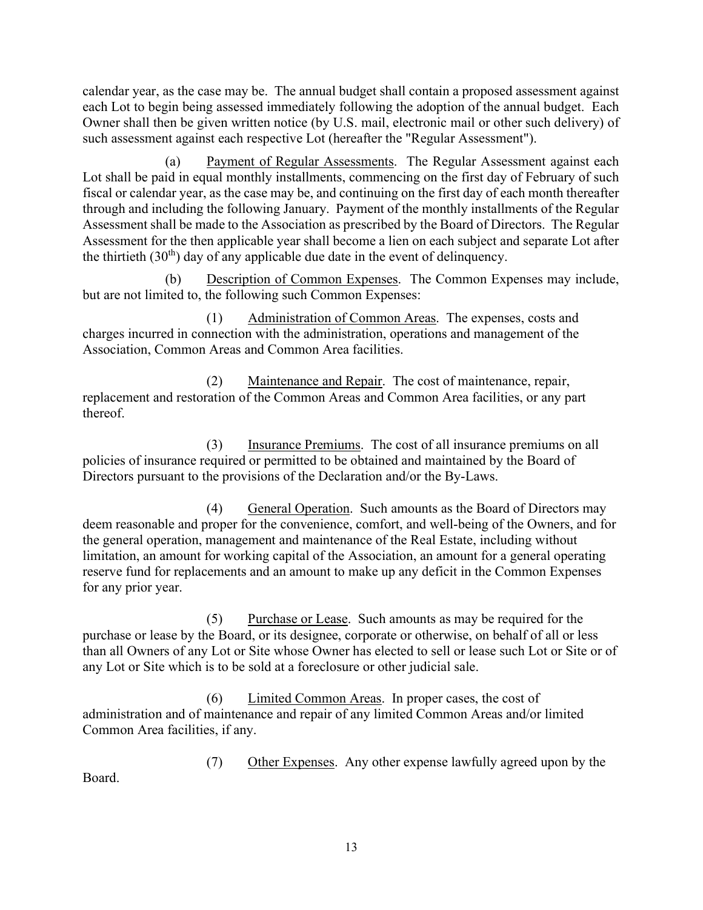calendar year, as the case may be. The annual budget shall contain a proposed assessment against each Lot to begin being assessed immediately following the adoption of the annual budget. Each Owner shall then be given written notice (by U.S. mail, electronic mail or other such delivery) of such assessment against each respective Lot (hereafter the "Regular Assessment").

(a) Payment of Regular Assessments. The Regular Assessment against each Lot shall be paid in equal monthly installments, commencing on the first day of February of such fiscal or calendar year, as the case may be, and continuing on the first day of each month thereafter through and including the following January. Payment of the monthly installments of the Regular Assessment shall be made to the Association as prescribed by the Board of Directors. The Regular Assessment for the then applicable year shall become a lien on each subject and separate Lot after the thirtieth (30th) day of any applicable due date in the event of delinquency.

(b) Description of Common Expenses. The Common Expenses may include, but are not limited to, the following such Common Expenses:

(1) Administration of Common Areas. The expenses, costs and charges incurred in connection with the administration, operations and management of the Association, Common Areas and Common Area facilities.

(2) Maintenance and Repair. The cost of maintenance, repair, replacement and restoration of the Common Areas and Common Area facilities, or any part thereof.

(3) Insurance Premiums. The cost of all insurance premiums on all policies of insurance required or permitted to be obtained and maintained by the Board of Directors pursuant to the provisions of the Declaration and/or the By-Laws.

(4) General Operation. Such amounts as the Board of Directors may deem reasonable and proper for the convenience, comfort, and well-being of the Owners, and for the general operation, management and maintenance of the Real Estate, including without limitation, an amount for working capital of the Association, an amount for a general operating reserve fund for replacements and an amount to make up any deficit in the Common Expenses for any prior year.

(5) Purchase or Lease. Such amounts as may be required for the purchase or lease by the Board, or its designee, corporate or otherwise, on behalf of all or less than all Owners of any Lot or Site whose Owner has elected to sell or lease such Lot or Site or of any Lot or Site which is to be sold at a foreclosure or other judicial sale.

(6) Limited Common Areas. In proper cases, the cost of administration and of maintenance and repair of any limited Common Areas and/or limited Common Area facilities, if any.

(7) Other Expenses. Any other expense lawfully agreed upon by the Board.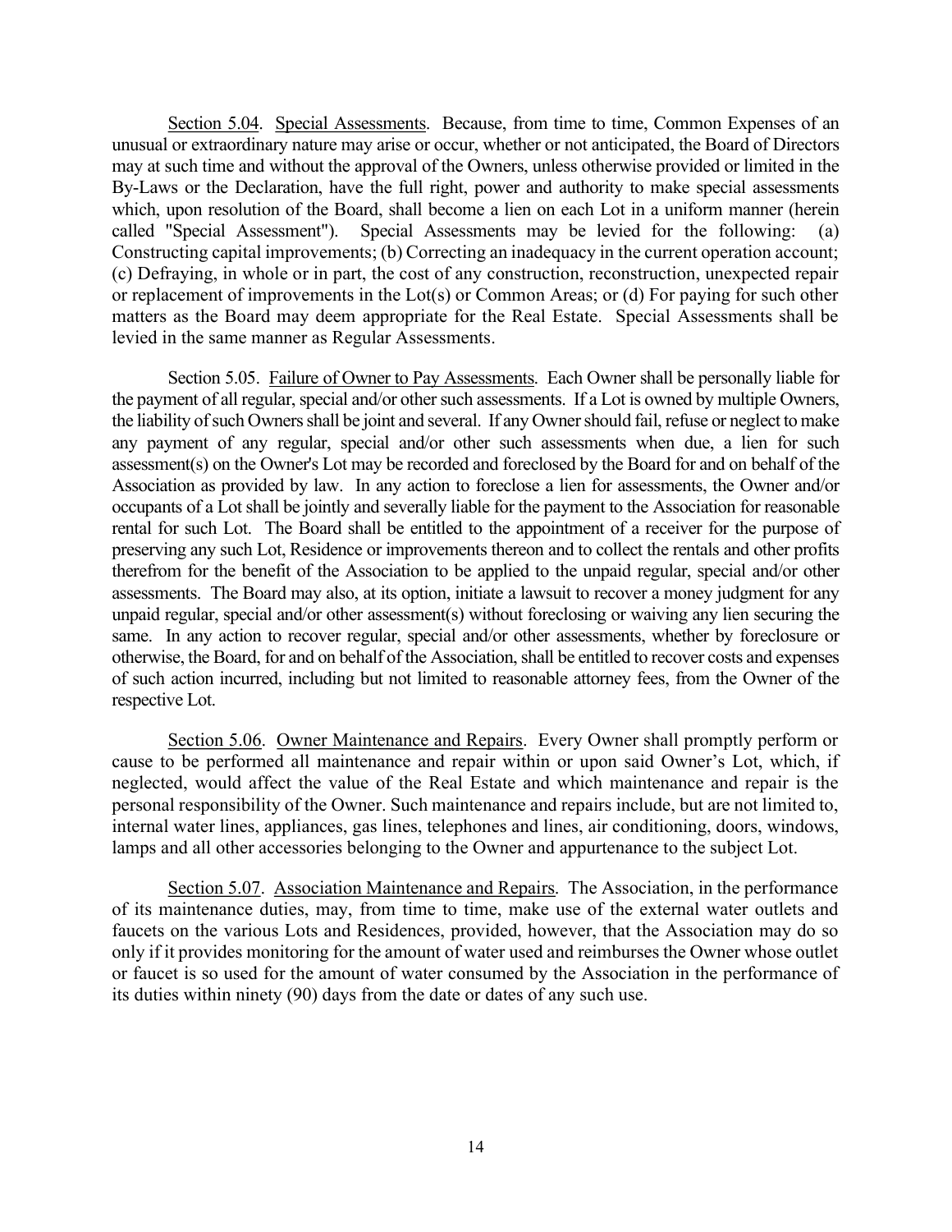Section 5.04. Special Assessments. Because, from time to time, Common Expenses of an unusual or extraordinary nature may arise or occur, whether or not anticipated, the Board of Directors may at such time and without the approval of the Owners, unless otherwise provided or limited in the By-Laws or the Declaration, have the full right, power and authority to make special assessments which, upon resolution of the Board, shall become a lien on each Lot in a uniform manner (herein called "Special Assessment"). Special Assessments may be levied for the following: (a) Constructing capital improvements; (b) Correcting an inadequacy in the current operation account; (c) Defraying, in whole or in part, the cost of any construction, reconstruction, unexpected repair or replacement of improvements in the Lot(s) or Common Areas; or (d) For paying for such other matters as the Board may deem appropriate for the Real Estate. Special Assessments shall be levied in the same manner as Regular Assessments.

Section 5.05. Failure of Owner to Pay Assessments. Each Owner shall be personally liable for the payment of all regular, special and/or other such assessments. If a Lot is owned by multiple Owners, the liability of such Owners shall be joint and several. If any Owner should fail, refuse or neglect to make any payment of any regular, special and/or other such assessments when due, a lien for such assessment(s) on the Owner's Lot may be recorded and foreclosed by the Board for and on behalf of the Association as provided by law. In any action to foreclose a lien for assessments, the Owner and/or occupants of a Lot shall be jointly and severally liable for the payment to the Association for reasonable rental for such Lot. The Board shall be entitled to the appointment of a receiver for the purpose of preserving any such Lot, Residence or improvements thereon and to collect the rentals and other profits therefrom for the benefit of the Association to be applied to the unpaid regular, special and/or other assessments. The Board may also, at its option, initiate a lawsuit to recover a money judgment for any unpaid regular, special and/or other assessment(s) without foreclosing or waiving any lien securing the same. In any action to recover regular, special and/or other assessments, whether by foreclosure or otherwise, the Board, for and on behalf of the Association, shall be entitled to recover costs and expenses of such action incurred, including but not limited to reasonable attorney fees, from the Owner of the respective Lot.

Section 5.06. Owner Maintenance and Repairs. Every Owner shall promptly perform or cause to be performed all maintenance and repair within or upon said Owner's Lot, which, if neglected, would affect the value of the Real Estate and which maintenance and repair is the personal responsibility of the Owner. Such maintenance and repairs include, but are not limited to, internal water lines, appliances, gas lines, telephones and lines, air conditioning, doors, windows, lamps and all other accessories belonging to the Owner and appurtenance to the subject Lot.

Section 5.07. Association Maintenance and Repairs. The Association, in the performance of its maintenance duties, may, from time to time, make use of the external water outlets and faucets on the various Lots and Residences, provided, however, that the Association may do so only if it provides monitoring for the amount of water used and reimburses the Owner whose outlet or faucet is so used for the amount of water consumed by the Association in the performance of its duties within ninety (90) days from the date or dates of any such use.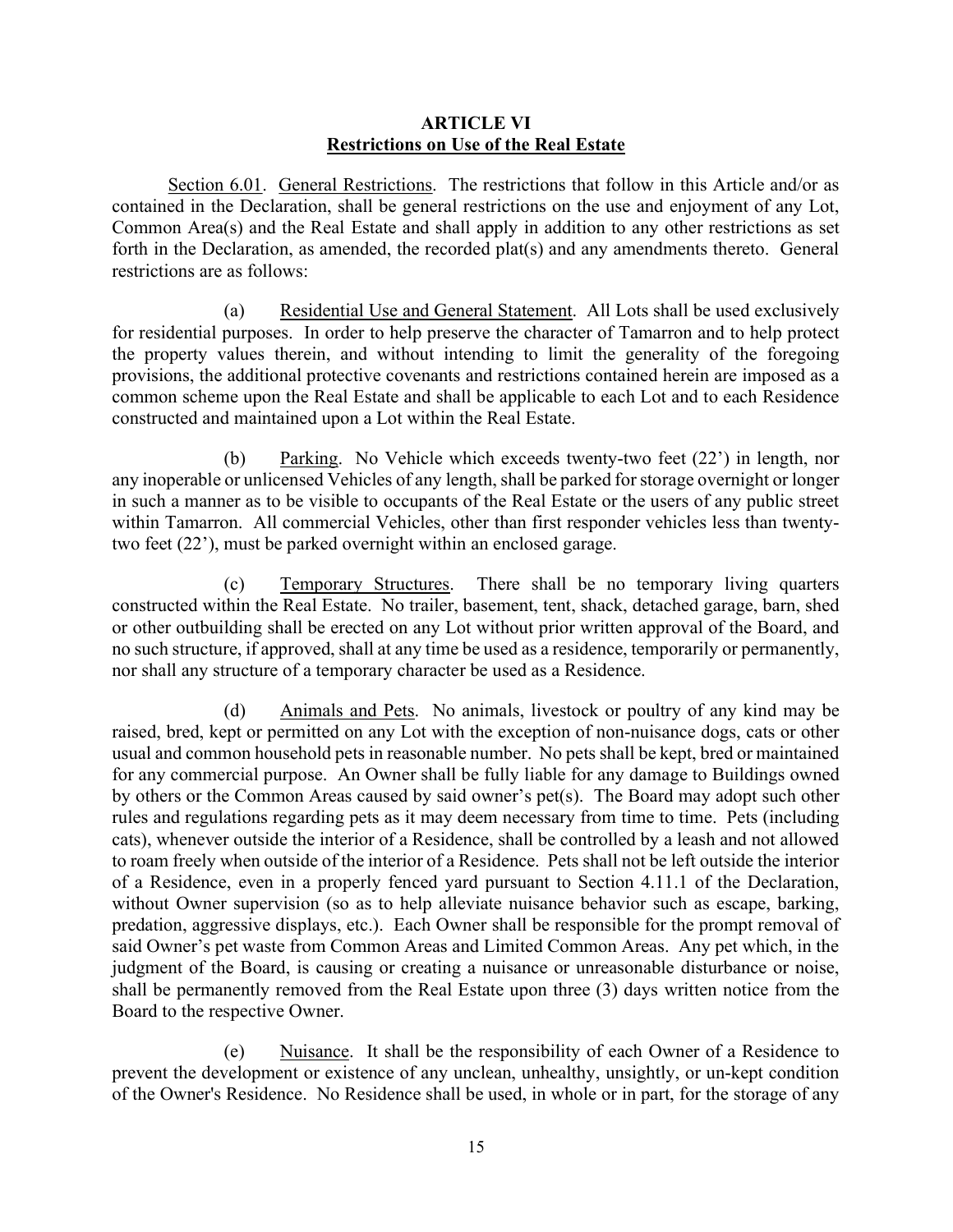## ARTICLE VI
## Restrictions on Use of the Real Estate

Section 6.01. General Restrictions. The restrictions that follow in this Article and/or as contained in the Declaration, shall be general restrictions on the use and enjoyment of any Lot, Common Area(s) and the Real Estate and shall apply in addition to any other restrictions as set forth in the Declaration, as amended, the recorded plat(s) and any amendments thereto. General restrictions are as follows:

(a) Residential Use and General Statement. All Lots shall be used exclusively for residential purposes. In order to help preserve the character of Tamarron and to help protect the property values therein, and without intending to limit the generality of the foregoing provisions, the additional protective covenants and restrictions contained herein are imposed as a common scheme upon the Real Estate and shall be applicable to each Lot and to each Residence constructed and maintained upon a Lot within the Real Estate.

(b) Parking. No Vehicle which exceeds twenty-two feet (22') in length, nor any inoperable or unlicensed Vehicles of any length, shall be parked for storage overnight or longer in such a manner as to be visible to occupants of the Real Estate or the users of any public street within Tamarron. All commercial Vehicles, other than first responder vehicles less than twenty-two feet (22'), must be parked overnight within an enclosed garage.

(c) Temporary Structures. There shall be no temporary living quarters constructed within the Real Estate. No trailer, basement, tent, shack, detached garage, barn, shed or other outbuilding shall be erected on any Lot without prior written approval of the Board, and no such structure, if approved, shall at any time be used as a residence, temporarily or permanently, nor shall any structure of a temporary character be used as a Residence.

(d) Animals and Pets. No animals, livestock or poultry of any kind may be raised, bred, kept or permitted on any Lot with the exception of non-nuisance dogs, cats or other usual and common household pets in reasonable number. No pets shall be kept, bred or maintained for any commercial purpose. An Owner shall be fully liable for any damage to Buildings owned by others or the Common Areas caused by said owner's pet(s). The Board may adopt such other rules and regulations regarding pets as it may deem necessary from time to time. Pets (including cats), whenever outside the interior of a Residence, shall be controlled by a leash and not allowed to roam freely when outside of the interior of a Residence. Pets shall not be left outside the interior of a Residence, even in a properly fenced yard pursuant to Section 4.11.1 of the Declaration, without Owner supervision (so as to help alleviate nuisance behavior such as escape, barking, predation, aggressive displays, etc.). Each Owner shall be responsible for the prompt removal of said Owner's pet waste from Common Areas and Limited Common Areas. Any pet which, in the judgment of the Board, is causing or creating a nuisance or unreasonable disturbance or noise, shall be permanently removed from the Real Estate upon three (3) days written notice from the Board to the respective Owner.

(e) Nuisance. It shall be the responsibility of each Owner of a Residence to prevent the development or existence of any unclean, unhealthy, unsightly, or un-kept condition of the Owner's Residence. No Residence shall be used, in whole or in part, for the storage of any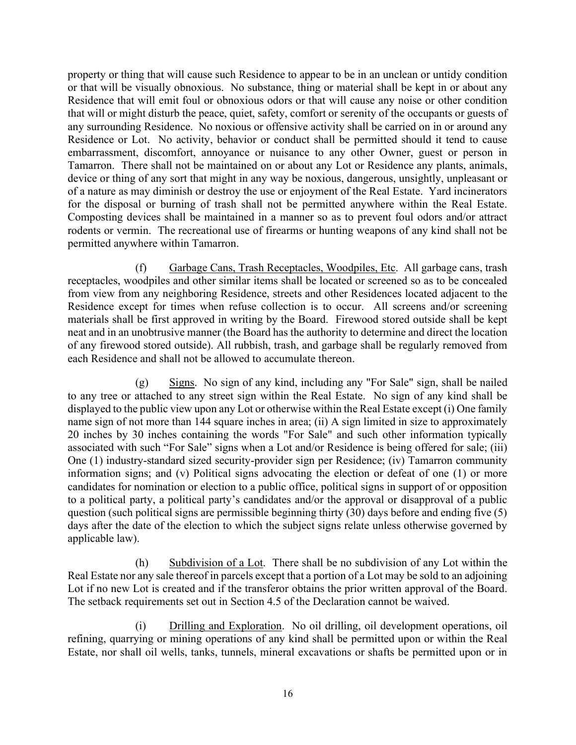property or thing that will cause such Residence to appear to be in an unclean or untidy condition or that will be visually obnoxious. No substance, thing or material shall be kept in or about any Residence that will emit foul or obnoxious odors or that will cause any noise or other condition that will or might disturb the peace, quiet, safety, comfort or serenity of the occupants or guests of any surrounding Residence. No noxious or offensive activity shall be carried on in or around any Residence or Lot. No activity, behavior or conduct shall be permitted should it tend to cause embarrassment, discomfort, annoyance or nuisance to any other Owner, guest or person in Tamarron. There shall not be maintained on or about any Lot or Residence any plants, animals, device or thing of any sort that might in any way be noxious, dangerous, unsightly, unpleasant or of a nature as may diminish or destroy the use or enjoyment of the Real Estate. Yard incinerators for the disposal or burning of trash shall not be permitted anywhere within the Real Estate. Composting devices shall be maintained in a manner so as to prevent foul odors and/or attract rodents or vermin. The recreational use of firearms or hunting weapons of any kind shall not be permitted anywhere within Tamarron.

(f) Garbage Cans, Trash Receptacles, Woodpiles, Etc. All garbage cans, trash receptacles, woodpiles and other similar items shall be located or screened so as to be concealed from view from any neighboring Residence, streets and other Residences located adjacent to the Residence except for times when refuse collection is to occur. All screens and/or screening materials shall be first approved in writing by the Board. Firewood stored outside shall be kept neat and in an unobtrusive manner (the Board has the authority to determine and direct the location of any firewood stored outside). All rubbish, trash, and garbage shall be regularly removed from each Residence and shall not be allowed to accumulate thereon.

(g) Signs. No sign of any kind, including any "For Sale" sign, shall be nailed to any tree or attached to any street sign within the Real Estate. No sign of any kind shall be displayed to the public view upon any Lot or otherwise within the Real Estate except (i) One family name sign of not more than 144 square inches in area; (ii) A sign limited in size to approximately 20 inches by 30 inches containing the words "For Sale" and such other information typically associated with such "For Sale" signs when a Lot and/or Residence is being offered for sale; (iii) One (1) industry-standard sized security-provider sign per Residence; (iv) Tamarron community information signs; and (v) Political signs advocating the election or defeat of one (1) or more candidates for nomination or election to a public office, political signs in support of or opposition to a political party, a political party's candidates and/or the approval or disapproval of a public question (such political signs are permissible beginning thirty (30) days before and ending five (5) days after the date of the election to which the subject signs relate unless otherwise governed by applicable law).

(h) Subdivision of a Lot. There shall be no subdivision of any Lot within the Real Estate nor any sale thereof in parcels except that a portion of a Lot may be sold to an adjoining Lot if no new Lot is created and if the transferor obtains the prior written approval of the Board. The setback requirements set out in Section 4.5 of the Declaration cannot be waived.

(i) Drilling and Exploration. No oil drilling, oil development operations, oil refining, quarrying or mining operations of any kind shall be permitted upon or within the Real Estate, nor shall oil wells, tanks, tunnels, mineral excavations or shafts be permitted upon or in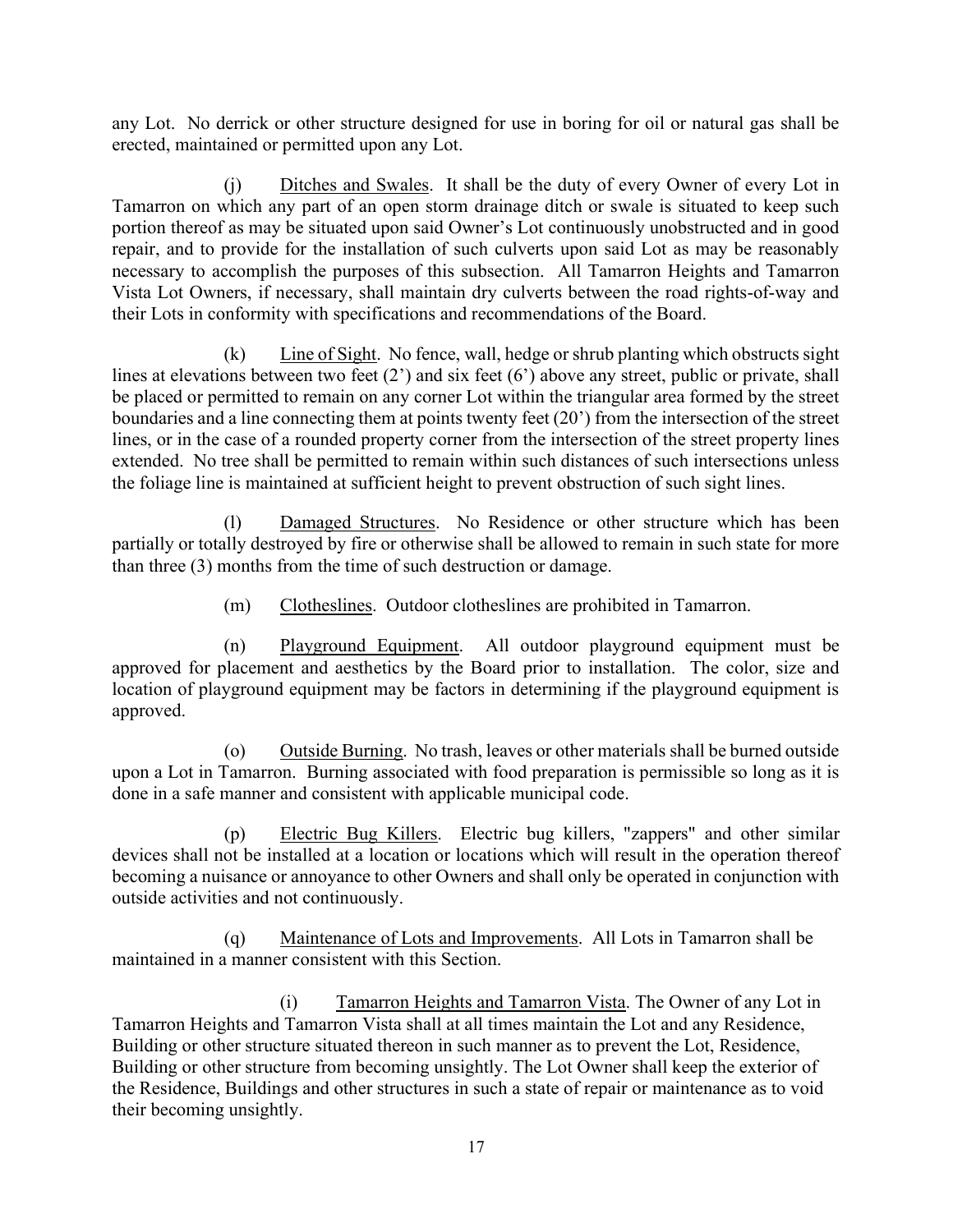any Lot. No derrick or other structure designed for use in boring for oil or natural gas shall be erected, maintained or permitted upon any Lot.

(j) Ditches and Swales. It shall be the duty of every Owner of every Lot in Tamarron on which any part of an open storm drainage ditch or swale is situated to keep such portion thereof as may be situated upon said Owner's Lot continuously unobstructed and in good repair, and to provide for the installation of such culverts upon said Lot as may be reasonably necessary to accomplish the purposes of this subsection. All Tamarron Heights and Tamarron Vista Lot Owners, if necessary, shall maintain dry culverts between the road rights-of-way and their Lots in conformity with specifications and recommendations of the Board.

(k) Line of Sight. No fence, wall, hedge or shrub planting which obstructs sight lines at elevations between two feet (2') and six feet (6') above any street, public or private, shall be placed or permitted to remain on any corner Lot within the triangular area formed by the street boundaries and a line connecting them at points twenty feet (20') from the intersection of the street lines, or in the case of a rounded property corner from the intersection of the street property lines extended. No tree shall be permitted to remain within such distances of such intersections unless the foliage line is maintained at sufficient height to prevent obstruction of such sight lines.

(l) Damaged Structures. No Residence or other structure which has been partially or totally destroyed by fire or otherwise shall be allowed to remain in such state for more than three (3) months from the time of such destruction or damage.

(m) Clotheslines. Outdoor clotheslines are prohibited in Tamarron.

(n) Playground Equipment. All outdoor playground equipment must be approved for placement and aesthetics by the Board prior to installation. The color, size and location of playground equipment may be factors in determining if the playground equipment is approved.

(o) Outside Burning. No trash, leaves or other materials shall be burned outside upon a Lot in Tamarron. Burning associated with food preparation is permissible so long as it is done in a safe manner and consistent with applicable municipal code.

(p) Electric Bug Killers. Electric bug killers, "zappers" and other similar devices shall not be installed at a location or locations which will result in the operation thereof becoming a nuisance or annoyance to other Owners and shall only be operated in conjunction with outside activities and not continuously.

(q) Maintenance of Lots and Improvements. All Lots in Tamarron shall be maintained in a manner consistent with this Section.

(i) Tamarron Heights and Tamarron Vista. The Owner of any Lot in Tamarron Heights and Tamarron Vista shall at all times maintain the Lot and any Residence, Building or other structure situated thereon in such manner as to prevent the Lot, Residence, Building or other structure from becoming unsightly. The Lot Owner shall keep the exterior of the Residence, Buildings and other structures in such a state of repair or maintenance as to void their becoming unsightly.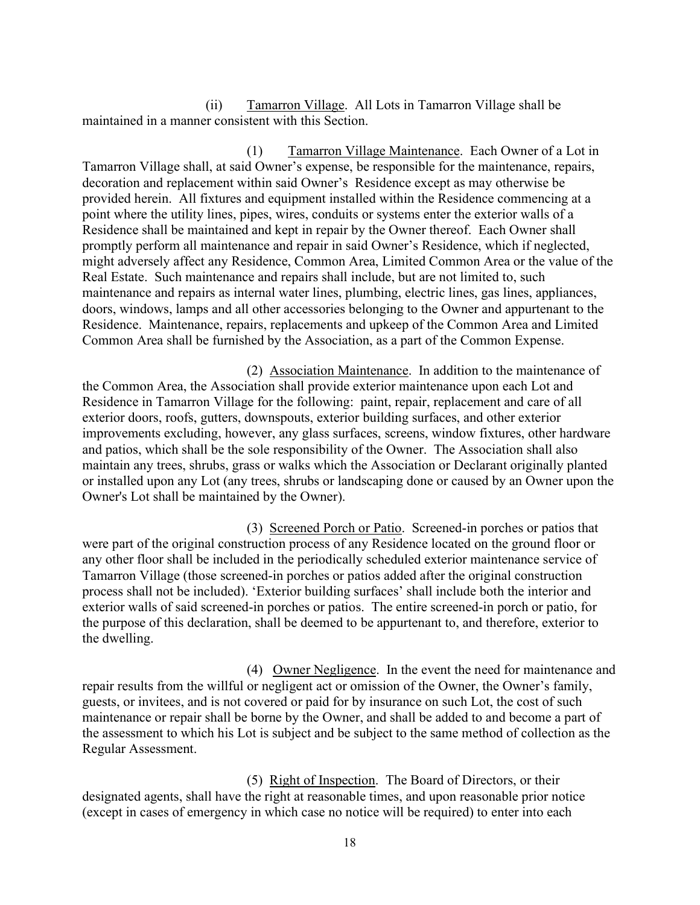(ii) Tamarron Village. All Lots in Tamarron Village shall be maintained in a manner consistent with this Section.

(1) Tamarron Village Maintenance. Each Owner of a Lot in Tamarron Village shall, at said Owner's expense, be responsible for the maintenance, repairs, decoration and replacement within said Owner's Residence except as may otherwise be provided herein. All fixtures and equipment installed within the Residence commencing at a point where the utility lines, pipes, wires, conduits or systems enter the exterior walls of a Residence shall be maintained and kept in repair by the Owner thereof. Each Owner shall promptly perform all maintenance and repair in said Owner's Residence, which if neglected, might adversely affect any Residence, Common Area, Limited Common Area or the value of the Real Estate. Such maintenance and repairs shall include, but are not limited to, such maintenance and repairs as internal water lines, plumbing, electric lines, gas lines, appliances, doors, windows, lamps and all other accessories belonging to the Owner and appurtenant to the Residence. Maintenance, repairs, replacements and upkeep of the Common Area and Limited Common Area shall be furnished by the Association, as a part of the Common Expense.

(2) Association Maintenance. In addition to the maintenance of the Common Area, the Association shall provide exterior maintenance upon each Lot and Residence in Tamarron Village for the following: paint, repair, replacement and care of all exterior doors, roofs, gutters, downspouts, exterior building surfaces, and other exterior improvements excluding, however, any glass surfaces, screens, window fixtures, other hardware and patios, which shall be the sole responsibility of the Owner. The Association shall also maintain any trees, shrubs, grass or walks which the Association or Declarant originally planted or installed upon any Lot (any trees, shrubs or landscaping done or caused by an Owner upon the Owner's Lot shall be maintained by the Owner).

(3) Screened Porch or Patio. Screened-in porches or patios that were part of the original construction process of any Residence located on the ground floor or any other floor shall be included in the periodically scheduled exterior maintenance service of Tamarron Village (those screened-in porches or patios added after the original construction process shall not be included). 'Exterior building surfaces' shall include both the interior and exterior walls of said screened-in porches or patios. The entire screened-in porch or patio, for the purpose of this declaration, shall be deemed to be appurtenant to, and therefore, exterior to the dwelling.

(4) Owner Negligence. In the event the need for maintenance and repair results from the willful or negligent act or omission of the Owner, the Owner's family, guests, or invitees, and is not covered or paid for by insurance on such Lot, the cost of such maintenance or repair shall be borne by the Owner, and shall be added to and become a part of the assessment to which his Lot is subject and be subject to the same method of collection as the Regular Assessment.

(5) Right of Inspection. The Board of Directors, or their designated agents, shall have the right at reasonable times, and upon reasonable prior notice (except in cases of emergency in which case no notice will be required) to enter into each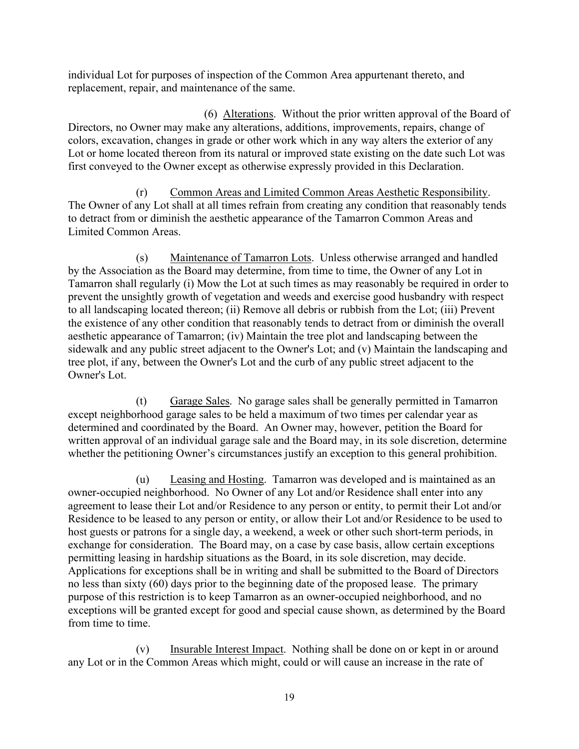individual Lot for purposes of inspection of the Common Area appurtenant thereto, and replacement, repair, and maintenance of the same.

(6) Alterations. Without the prior written approval of the Board of Directors, no Owner may make any alterations, additions, improvements, repairs, change of colors, excavation, changes in grade or other work which in any way alters the exterior of any Lot or home located thereon from its natural or improved state existing on the date such Lot was first conveyed to the Owner except as otherwise expressly provided in this Declaration.

(r) Common Areas and Limited Common Areas Aesthetic Responsibility. The Owner of any Lot shall at all times refrain from creating any condition that reasonably tends to detract from or diminish the aesthetic appearance of the Tamarron Common Areas and Limited Common Areas.

(s) Maintenance of Tamarron Lots. Unless otherwise arranged and handled by the Association as the Board may determine, from time to time, the Owner of any Lot in Tamarron shall regularly (i) Mow the Lot at such times as may reasonably be required in order to prevent the unsightly growth of vegetation and weeds and exercise good husbandry with respect to all landscaping located thereon; (ii) Remove all debris or rubbish from the Lot; (iii) Prevent the existence of any other condition that reasonably tends to detract from or diminish the overall aesthetic appearance of Tamarron; (iv) Maintain the tree plot and landscaping between the sidewalk and any public street adjacent to the Owner's Lot; and (v) Maintain the landscaping and tree plot, if any, between the Owner's Lot and the curb of any public street adjacent to the Owner's Lot.

(t) Garage Sales. No garage sales shall be generally permitted in Tamarron except neighborhood garage sales to be held a maximum of two times per calendar year as determined and coordinated by the Board. An Owner may, however, petition the Board for written approval of an individual garage sale and the Board may, in its sole discretion, determine whether the petitioning Owner's circumstances justify an exception to this general prohibition.

(u) Leasing and Hosting. Tamarron was developed and is maintained as an owner-occupied neighborhood. No Owner of any Lot and/or Residence shall enter into any agreement to lease their Lot and/or Residence to any person or entity, to permit their Lot and/or Residence to be leased to any person or entity, or allow their Lot and/or Residence to be used to host guests or patrons for a single day, a weekend, a week or other such short-term periods, in exchange for consideration. The Board may, on a case by case basis, allow certain exceptions permitting leasing in hardship situations as the Board, in its sole discretion, may decide. Applications for exceptions shall be in writing and shall be submitted to the Board of Directors no less than sixty (60) days prior to the beginning date of the proposed lease. The primary purpose of this restriction is to keep Tamarron as an owner-occupied neighborhood, and no exceptions will be granted except for good and special cause shown, as determined by the Board from time to time.

(v) Insurable Interest Impact. Nothing shall be done on or kept in or around any Lot or in the Common Areas which might, could or will cause an increase in the rate of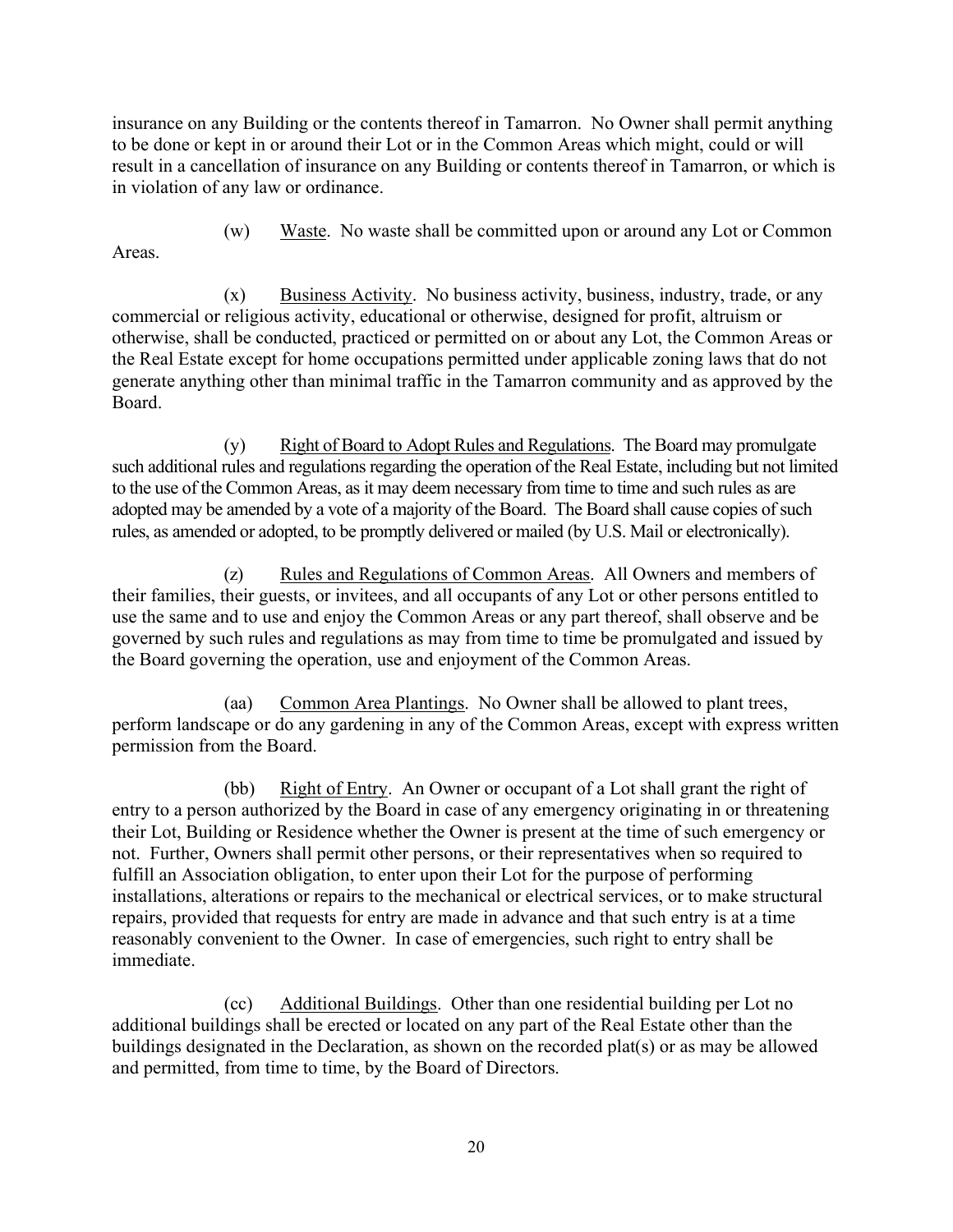insurance on any Building or the contents thereof in Tamarron. No Owner shall permit anything to be done or kept in or around their Lot or in the Common Areas which might, could or will result in a cancellation of insurance on any Building or contents thereof in Tamarron, or which is in violation of any law or ordinance.

(w) Waste. No waste shall be committed upon or around any Lot or Common Areas.

(x) Business Activity. No business activity, business, industry, trade, or any commercial or religious activity, educational or otherwise, designed for profit, altruism or otherwise, shall be conducted, practiced or permitted on or about any Lot, the Common Areas or the Real Estate except for home occupations permitted under applicable zoning laws that do not generate anything other than minimal traffic in the Tamarron community and as approved by the Board.

(y) Right of Board to Adopt Rules and Regulations. The Board may promulgate such additional rules and regulations regarding the operation of the Real Estate, including but not limited to the use of the Common Areas, as it may deem necessary from time to time and such rules as are adopted may be amended by a vote of a majority of the Board. The Board shall cause copies of such rules, as amended or adopted, to be promptly delivered or mailed (by U.S. Mail or electronically).

(z) Rules and Regulations of Common Areas. All Owners and members of their families, their guests, or invitees, and all occupants of any Lot or other persons entitled to use the same and to use and enjoy the Common Areas or any part thereof, shall observe and be governed by such rules and regulations as may from time to time be promulgated and issued by the Board governing the operation, use and enjoyment of the Common Areas.

(aa) Common Area Plantings. No Owner shall be allowed to plant trees, perform landscape or do any gardening in any of the Common Areas, except with express written permission from the Board.

(bb) Right of Entry. An Owner or occupant of a Lot shall grant the right of entry to a person authorized by the Board in case of any emergency originating in or threatening their Lot, Building or Residence whether the Owner is present at the time of such emergency or not. Further, Owners shall permit other persons, or their representatives when so required to fulfill an Association obligation, to enter upon their Lot for the purpose of performing installations, alterations or repairs to the mechanical or electrical services, or to make structural repairs, provided that requests for entry are made in advance and that such entry is at a time reasonably convenient to the Owner. In case of emergencies, such right to entry shall be immediate.

(cc) Additional Buildings. Other than one residential building per Lot no additional buildings shall be erected or located on any part of the Real Estate other than the buildings designated in the Declaration, as shown on the recorded plat(s) or as may be allowed and permitted, from time to time, by the Board of Directors.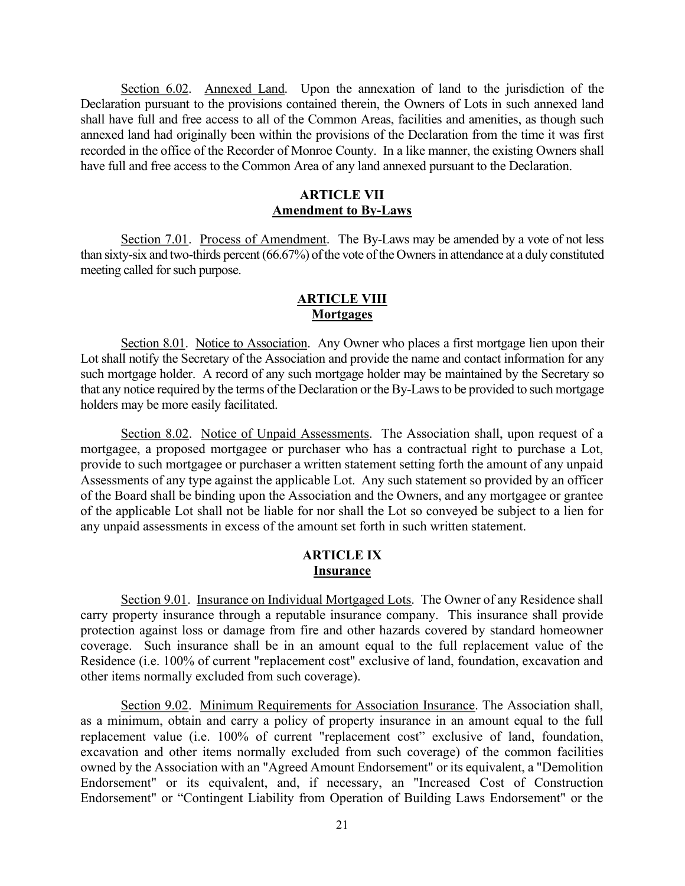Section 6.02. Annexed Land. Upon the annexation of land to the jurisdiction of the Declaration pursuant to the provisions contained therein, the Owners of Lots in such annexed land shall have full and free access to all of the Common Areas, facilities and amenities, as though such annexed land had originally been within the provisions of the Declaration from the time it was first recorded in the office of the Recorder of Monroe County. In a like manner, the existing Owners shall have full and free access to the Common Area of any land annexed pursuant to the Declaration.

## ARTICLE VII
## Amendment to By-Laws

Section 7.01. Process of Amendment. The By-Laws may be amended by a vote of not less than sixty-six and two-thirds percent (66.67%) of the vote of the Owners in attendance at a duly constituted meeting called for such purpose.

## ARTICLE VIII
## Mortgages

Section 8.01. Notice to Association. Any Owner who places a first mortgage lien upon their Lot shall notify the Secretary of the Association and provide the name and contact information for any such mortgage holder. A record of any such mortgage holder may be maintained by the Secretary so that any notice required by the terms of the Declaration or the By-Laws to be provided to such mortgage holders may be more easily facilitated.

Section 8.02. Notice of Unpaid Assessments. The Association shall, upon request of a mortgagee, a proposed mortgagee or purchaser who has a contractual right to purchase a Lot, provide to such mortgagee or purchaser a written statement setting forth the amount of any unpaid Assessments of any type against the applicable Lot. Any such statement so provided by an officer of the Board shall be binding upon the Association and the Owners, and any mortgagee or grantee of the applicable Lot shall not be liable for nor shall the Lot so conveyed be subject to a lien for any unpaid assessments in excess of the amount set forth in such written statement.

## ARTICLE IX
## Insurance

Section 9.01. Insurance on Individual Mortgaged Lots. The Owner of any Residence shall carry property insurance through a reputable insurance company. This insurance shall provide protection against loss or damage from fire and other hazards covered by standard homeowner coverage. Such insurance shall be in an amount equal to the full replacement value of the Residence (i.e. 100% of current "replacement cost" exclusive of land, foundation, excavation and other items normally excluded from such coverage).

Section 9.02. Minimum Requirements for Association Insurance. The Association shall, as a minimum, obtain and carry a policy of property insurance in an amount equal to the full replacement value (i.e. 100% of current "replacement cost" exclusive of land, foundation, excavation and other items normally excluded from such coverage) of the common facilities owned by the Association with an "Agreed Amount Endorsement" or its equivalent, a "Demolition Endorsement" or its equivalent, and, if necessary, an "Increased Cost of Construction Endorsement" or "Contingent Liability from Operation of Building Laws Endorsement" or the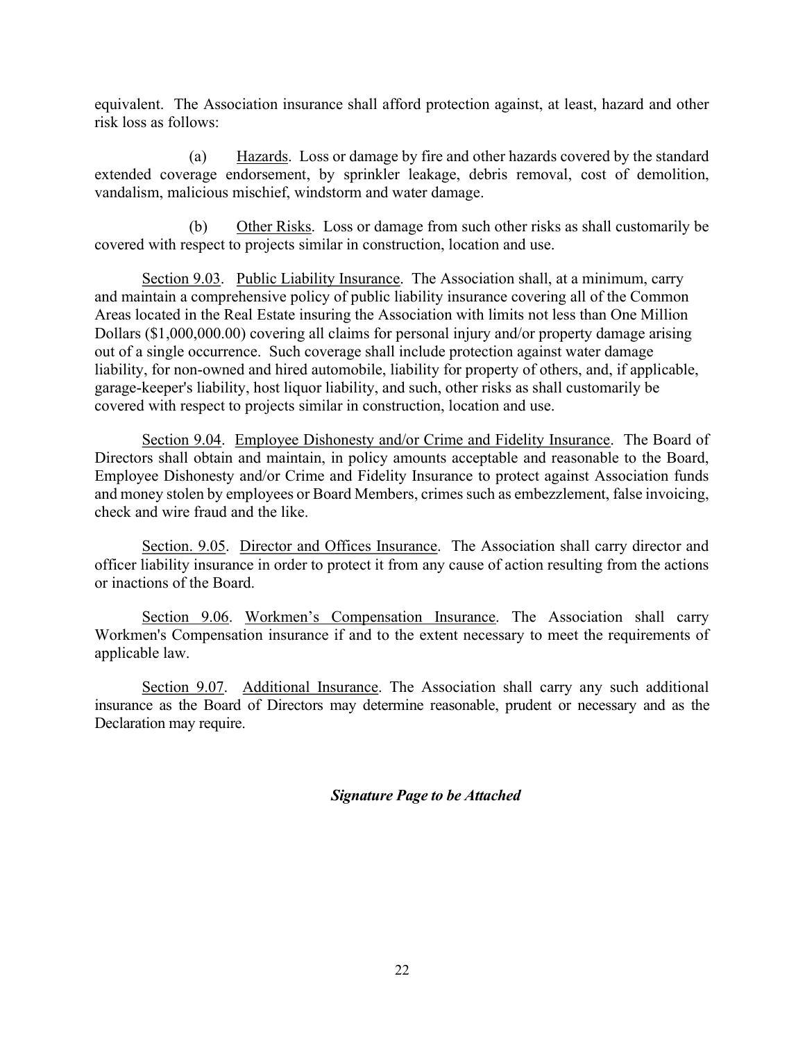equivalent. The Association insurance shall afford protection against, at least, hazard and other risk loss as follows:

(a) Hazards. Loss or damage by fire and other hazards covered by the standard extended coverage endorsement, by sprinkler leakage, debris removal, cost of demolition, vandalism, malicious mischief, windstorm and water damage.

(b) Other Risks. Loss or damage from such other risks as shall customarily be covered with respect to projects similar in construction, location and use.

Section 9.03. Public Liability Insurance. The Association shall, at a minimum, carry and maintain a comprehensive policy of public liability insurance covering all of the Common Areas located in the Real Estate insuring the Association with limits not less than One Million Dollars ($1,000,000.00) covering all claims for personal injury and/or property damage arising out of a single occurrence. Such coverage shall include protection against water damage liability, for non-owned and hired automobile, liability for property of others, and, if applicable, garage-keeper's liability, host liquor liability, and such, other risks as shall customarily be covered with respect to projects similar in construction, location and use.

Section 9.04. Employee Dishonesty and/or Crime and Fidelity Insurance. The Board of Directors shall obtain and maintain, in policy amounts acceptable and reasonable to the Board, Employee Dishonesty and/or Crime and Fidelity Insurance to protect against Association funds and money stolen by employees or Board Members, crimes such as embezzlement, false invoicing, check and wire fraud and the like.

Section. 9.05. Director and Offices Insurance. The Association shall carry director and officer liability insurance in order to protect it from any cause of action resulting from the actions or inactions of the Board.

Section 9.06. Workmen's Compensation Insurance. The Association shall carry Workmen's Compensation insurance if and to the extent necessary to meet the requirements of applicable law.

Section 9.07. Additional Insurance. The Association shall carry any such additional insurance as the Board of Directors may determine reasonable, prudent or necessary and as the Declaration may require.

***Signature Page to be Attached***